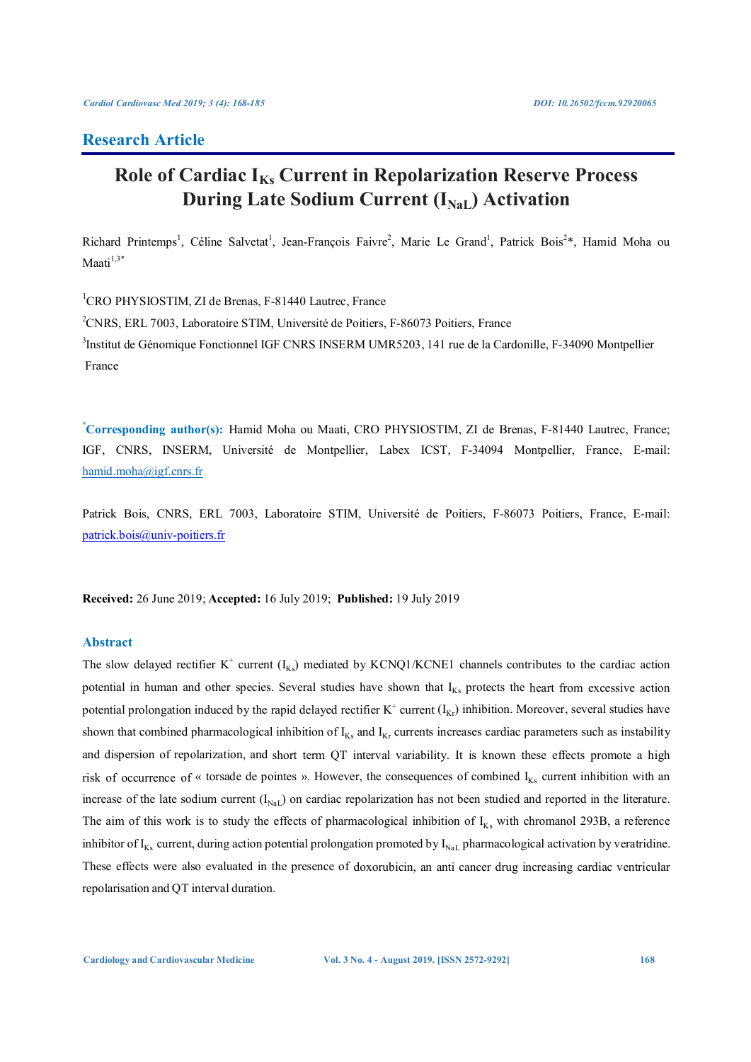## Research Article

# Role of Cardiac $I_{Ks}$ Current in Repolarization Reserve Process During Late Sodium Current ($I_{NaL}$) Activation

Richard Printemps[1], Céline Salvetat[1], Jean-François Faivre[2], Marie Le Grand[1], Patrick Bois[2]*, Hamid Moha ou Maati[1,3*]

[1]CRO PHYSIOSTIM, ZI de Brenas, F-81440 Lautrec, France

[2]CNRS, ERL 7003, Laboratoire STIM, Université de Poitiers, F-86073 Poitiers, France

[3]Institut de Génomique Fonctionnel IGF CNRS INSERM UMR5203, 141 rue de la Cardonille, F-34090 Montpellier France

***Corresponding author(s):** Hamid Moha ou Maati, CRO PHYSIOSTIM, ZI de Brenas, F-81440 Lautrec, France; IGF, CNRS, INSERM, Université de Montpellier, Labex ICST, F-34094 Montpellier, France, E-mail: hamid.moha@igf.cnrs.fr

Patrick Bois, CNRS, ERL 7003, Laboratoire STIM, Université de Poitiers, F-86073 Poitiers, France, E-mail: patrick.bois@univ-poitiers.fr

**Received:** 26 June 2019; **Accepted:** 16 July 2019; **Published:** 19 July 2019

## Abstract

The slow delayed rectifier $K^+$ current ($I_{Ks}$) mediated by KCNQ1/KCNE1 channels contributes to the cardiac action potential in human and other species. Several studies have shown that $I_{Ks}$ protects the heart from excessive action potential prolongation induced by the rapid delayed rectifier $K^+$ current ($I_{Kr}$) inhibition. Moreover, several studies have shown that combined pharmacological inhibition of $I_{Ks}$ and $I_{Kr}$ currents increases cardiac parameters such as instability and dispersion of repolarization, and short term QT interval variability. It is known these effects promote a high risk of occurrence of « torsade de pointes ». However, the consequences of combined $I_{Ks}$ current inhibition with an increase of the late sodium current ($I_{NaL}$) on cardiac repolarization has not been studied and reported in the literature. The aim of this work is to study the effects of pharmacological inhibition of $I_{Ks}$ with chromanol 293B, a reference inhibitor of $I_{Ks}$ current, during action potential prolongation promoted by $I_{NaL}$ pharmacological activation by veratridine. These effects were also evaluated in the presence of doxorubicin, an anti cancer drug increasing cardiac ventricular repolarisation and QT interval duration.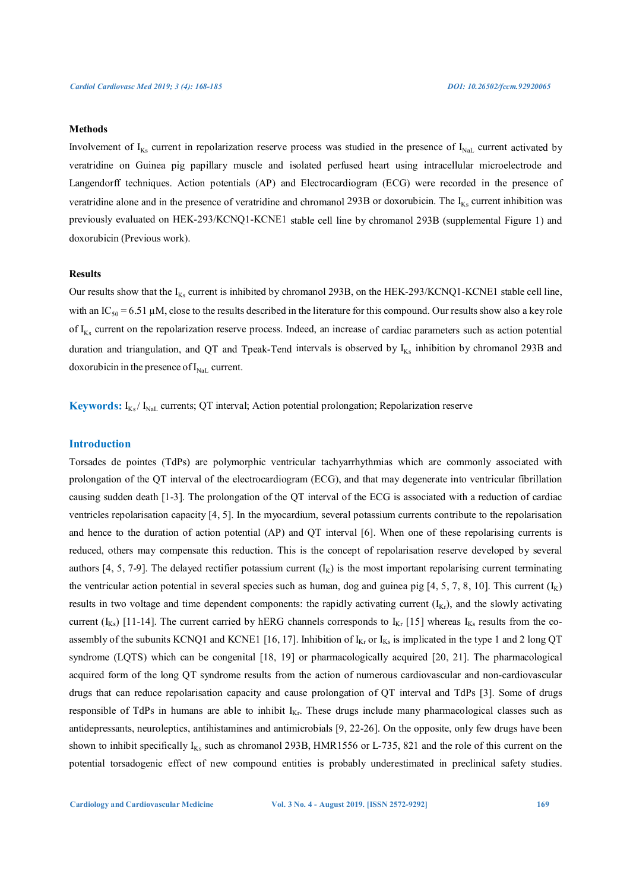**Methods**

Involvement of $I_{Ks}$ current in repolarization reserve process was studied in the presence of $I_{NaL}$ current activated by veratridine on Guinea pig papillary muscle and isolated perfused heart using intracellular microelectrode and Langendorff techniques. Action potentials (AP) and Electrocardiogram (ECG) were recorded in the presence of veratridine alone and in the presence of veratridine and chromanol 293B or doxorubicin. The $I_{Ks}$ current inhibition was previously evaluated on HEK-293/KCNQ1-KCNE1 stable cell line by chromanol 293B (supplemental Figure 1) and doxorubicin (Previous work).

**Results**

Our results show that the $I_{Ks}$ current is inhibited by chromanol 293B, on the HEK-293/KCNQ1-KCNE1 stable cell line, with an $IC_{50}$ = 6.51 µM, close to the results described in the literature for this compound. Our results show also a key role of $I_{Ks}$ current on the repolarization reserve process. Indeed, an increase of cardiac parameters such as action potential duration and triangulation, and QT and Tpeak-Tend intervals is observed by $I_{Ks}$ inhibition by chromanol 293B and doxorubicin in the presence of $I_{NaL}$ current.

**Keywords:** $I_{Ks}$ / $I_{NaL}$ currents; QT interval; Action potential prolongation; Repolarization reserve

## Introduction

Torsades de pointes (TdPs) are polymorphic ventricular tachyarrhythmias which are commonly associated with prolongation of the QT interval of the electrocardiogram (ECG), and that may degenerate into ventricular fibrillation causing sudden death [1-3]. The prolongation of the QT interval of the ECG is associated with a reduction of cardiac ventricles repolarisation capacity [4, 5]. In the myocardium, several potassium currents contribute to the repolarisation and hence to the duration of action potential (AP) and QT interval [6]. When one of these repolarising currents is reduced, others may compensate this reduction. This is the concept of repolarisation reserve developed by several authors [4, 5, 7-9]. The delayed rectifier potassium current ($I_K$) is the most important repolarising current terminating the ventricular action potential in several species such as human, dog and guinea pig [4, 5, 7, 8, 10]. This current ($I_K$) results in two voltage and time dependent components: the rapidly activating current ($I_{Kr}$), and the slowly activating current ($I_{Ks}$) [11-14]. The current carried by hERG channels corresponds to $I_{Kr}$ [15] whereas $I_{Ks}$ results from the co-assembly of the subunits KCNQ1 and KCNE1 [16, 17]. Inhibition of $I_{Kr}$ or $I_{Ks}$ is implicated in the type 1 and 2 long QT syndrome (LQTS) which can be congenital [18, 19] or pharmacologically acquired [20, 21]. The pharmacological acquired form of the long QT syndrome results from the action of numerous cardiovascular and non-cardiovascular drugs that can reduce repolarisation capacity and cause prolongation of QT interval and TdPs [3]. Some of drugs responsible of TdPs in humans are able to inhibit $I_{Kr}$. These drugs include many pharmacological classes such as antidepressants, neuroleptics, antihistamines and antimicrobials [9, 22-26]. On the opposite, only few drugs have been shown to inhibit specifically $I_{Ks}$ such as chromanol 293B, HMR1556 or L-735, 821 and the role of this current on the potential torsadogenic effect of new compound entities is probably underestimated in preclinical safety studies.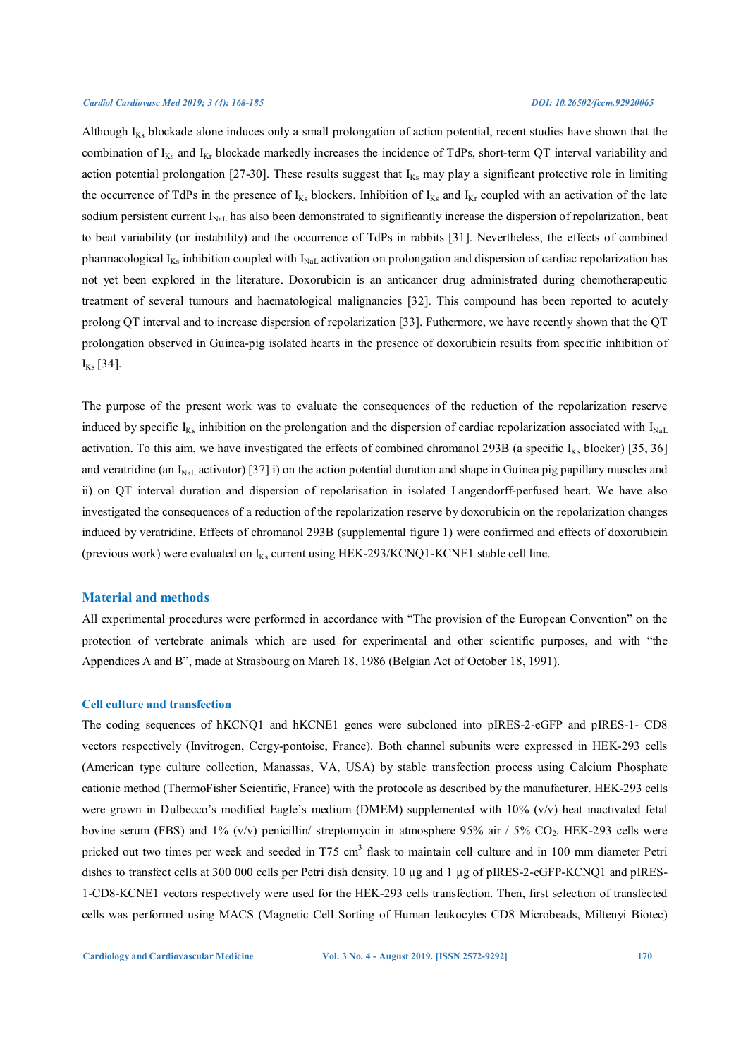Although $I_{Ks}$ blockade alone induces only a small prolongation of action potential, recent studies have shown that the combination of $I_{Ks}$ and $I_{Kr}$ blockade markedly increases the incidence of TdPs, short-term QT interval variability and action potential prolongation [27-30]. These results suggest that $I_{Ks}$ may play a significant protective role in limiting the occurrence of TdPs in the presence of $I_{Ks}$ blockers. Inhibition of $I_{Ks}$ and $I_{Kr}$ coupled with an activation of the late sodium persistent current $I_{NaL}$ has also been demonstrated to significantly increase the dispersion of repolarization, beat to beat variability (or instability) and the occurrence of TdPs in rabbits [31]. Nevertheless, the effects of combined pharmacological $I_{Ks}$ inhibition coupled with $I_{NaL}$ activation on prolongation and dispersion of cardiac repolarization has not yet been explored in the literature. Doxorubicin is an anticancer drug administrated during chemotherapeutic treatment of several tumours and haematological malignancies [32]. This compound has been reported to acutely prolong QT interval and to increase dispersion of repolarization [33]. Futhermore, we have recently shown that the QT prolongation observed in Guinea-pig isolated hearts in the presence of doxorubicin results from specific inhibition of $I_{Ks}$ [34].

The purpose of the present work was to evaluate the consequences of the reduction of the repolarization reserve induced by specific $I_{Ks}$ inhibition on the prolongation and the dispersion of cardiac repolarization associated with $I_{NaL}$ activation. To this aim, we have investigated the effects of combined chromanol 293B (a specific $I_{Ks}$ blocker) [35, 36] and veratridine (an $I_{NaL}$ activator) [37] i) on the action potential duration and shape in Guinea pig papillary muscles and ii) on QT interval duration and dispersion of repolarisation in isolated Langendorff-perfused heart. We have also investigated the consequences of a reduction of the repolarization reserve by doxorubicin on the repolarization changes induced by veratridine. Effects of chromanol 293B (supplemental figure 1) were confirmed and effects of doxorubicin (previous work) were evaluated on $I_{Ks}$ current using HEK-293/KCNQ1-KCNE1 stable cell line.

## Material and methods

All experimental procedures were performed in accordance with "The provision of the European Convention" on the protection of vertebrate animals which are used for experimental and other scientific purposes, and with "the Appendices A and B", made at Strasbourg on March 18, 1986 (Belgian Act of October 18, 1991).

### Cell culture and transfection

The coding sequences of hKCNQ1 and hKCNE1 genes were subcloned into pIRES-2-eGFP and pIRES-1- CD8 vectors respectively (Invitrogen, Cergy-pontoise, France). Both channel subunits were expressed in HEK-293 cells (American type culture collection, Manassas, VA, USA) by stable transfection process using Calcium Phosphate cationic method (ThermoFisher Scientific, France) with the protocole as described by the manufacturer. HEK-293 cells were grown in Dulbecco's modified Eagle's medium (DMEM) supplemented with 10% (v/v) heat inactivated fetal bovine serum (FBS) and 1% (v/v) penicillin/ streptomycin in atmosphere 95% air / 5% $CO_2$. HEK-293 cells were pricked out two times per week and seeded in T75 $cm^3$ flask to maintain cell culture and in 100 mm diameter Petri dishes to transfect cells at 300 000 cells per Petri dish density. 10 µg and 1 µg of pIRES-2-eGFP-KCNQ1 and pIRES-1-CD8-KCNE1 vectors respectively were used for the HEK-293 cells transfection. Then, first selection of transfected cells was performed using MACS (Magnetic Cell Sorting of Human leukocytes CD8 Microbeads, Miltenyi Biotec)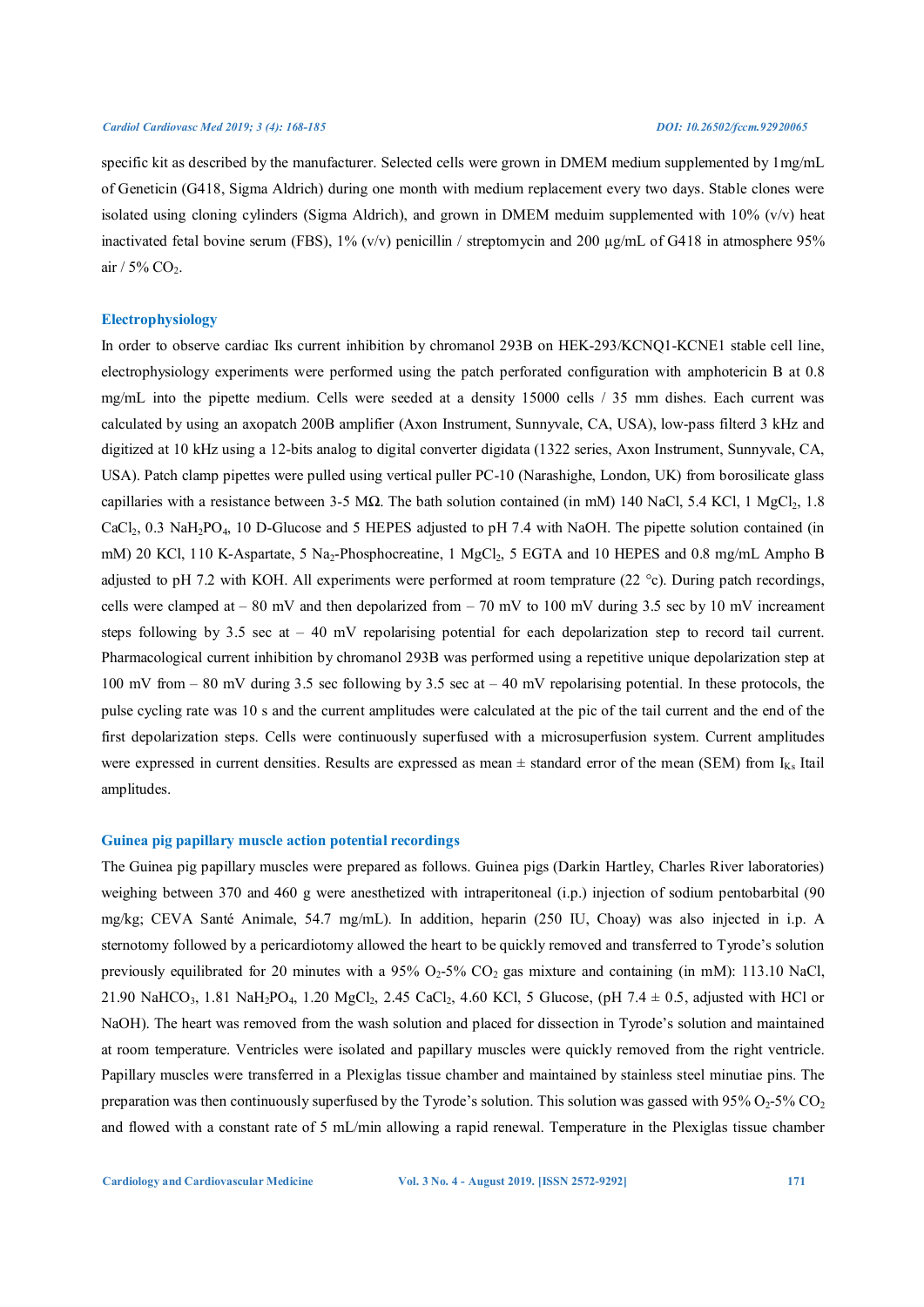specific kit as described by the manufacturer. Selected cells were grown in DMEM medium supplemented by 1mg/mL of Geneticin (G418, Sigma Aldrich) during one month with medium replacement every two days. Stable clones were isolated using cloning cylinders (Sigma Aldrich), and grown in DMEM meduim supplemented with 10% (v/v) heat inactivated fetal bovine serum (FBS), 1% (v/v) penicillin / streptomycin and 200 µg/mL of G418 in atmosphere 95% air / 5% $CO_2$.

## Electrophysiology

In order to observe cardiac Iks current inhibition by chromanol 293B on HEK-293/KCNQ1-KCNE1 stable cell line, electrophysiology experiments were performed using the patch perforated configuration with amphotericin B at 0.8 mg/mL into the pipette medium. Cells were seeded at a density 15000 cells / 35 mm dishes. Each current was calculated by using an axopatch 200B amplifier (Axon Instrument, Sunnyvale, CA, USA), low-pass filterd 3 kHz and digitized at 10 kHz using a 12-bits analog to digital converter digidata (1322 series, Axon Instrument, Sunnyvale, CA, USA). Patch clamp pipettes were pulled using vertical puller PC-10 (Narashighe, London, UK) from borosilicate glass capillaries with a resistance between 3-5 MΩ. The bath solution contained (in mM) 140 NaCl, 5.4 KCl, 1 $MgCl_2$, 1.8 $CaCl_2$, 0.3 $NaH_2PO_4$, 10 D-Glucose and 5 HEPES adjusted to pH 7.4 with NaOH. The pipette solution contained (in mM) 20 KCl, 110 K-Aspartate, 5 $Na_2$-Phosphocreatine, 1 $MgCl_2$, 5 EGTA and 10 HEPES and 0.8 mg/mL Ampho B adjusted to pH 7.2 with KOH. All experiments were performed at room temprature (22 °c). During patch recordings, cells were clamped at – 80 mV and then depolarized from – 70 mV to 100 mV during 3.5 sec by 10 mV increament steps following by 3.5 sec at – 40 mV repolarising potential for each depolarization step to record tail current. Pharmacological current inhibition by chromanol 293B was performed using a repetitive unique depolarization step at 100 mV from – 80 mV during 3.5 sec following by 3.5 sec at – 40 mV repolarising potential. In these protocols, the pulse cycling rate was 10 s and the current amplitudes were calculated at the pic of the tail current and the end of the first depolarization steps. Cells were continuously superfused with a microsuperfusion system. Current amplitudes were expressed in current densities. Results are expressed as mean ± standard error of the mean (SEM) from $I_{Ks}$ Itail amplitudes.

## Guinea pig papillary muscle action potential recordings

The Guinea pig papillary muscles were prepared as follows. Guinea pigs (Darkin Hartley, Charles River laboratories) weighing between 370 and 460 g were anesthetized with intraperitoneal (i.p.) injection of sodium pentobarbital (90 mg/kg; CEVA Santé Animale, 54.7 mg/mL). In addition, heparin (250 IU, Choay) was also injected in i.p. A sternotomy followed by a pericardiotomy allowed the heart to be quickly removed and transferred to Tyrode's solution previously equilibrated for 20 minutes with a 95% $O_2$-5% $CO_2$ gas mixture and containing (in mM): 113.10 NaCl, 21.90 $NaHCO_3$, 1.81 $NaH_2PO_4$, 1.20 $MgCl_2$, 2.45 $CaCl_2$, 4.60 KCl, 5 Glucose, (pH 7.4 ± 0.5, adjusted with HCl or NaOH). The heart was removed from the wash solution and placed for dissection in Tyrode's solution and maintained at room temperature. Ventricles were isolated and papillary muscles were quickly removed from the right ventricle. Papillary muscles were transferred in a Plexiglas tissue chamber and maintained by stainless steel minutiae pins. The preparation was then continuously superfused by the Tyrode's solution. This solution was gassed with 95% $O_2$-5% $CO_2$ and flowed with a constant rate of 5 mL/min allowing a rapid renewal. Temperature in the Plexiglas tissue chamber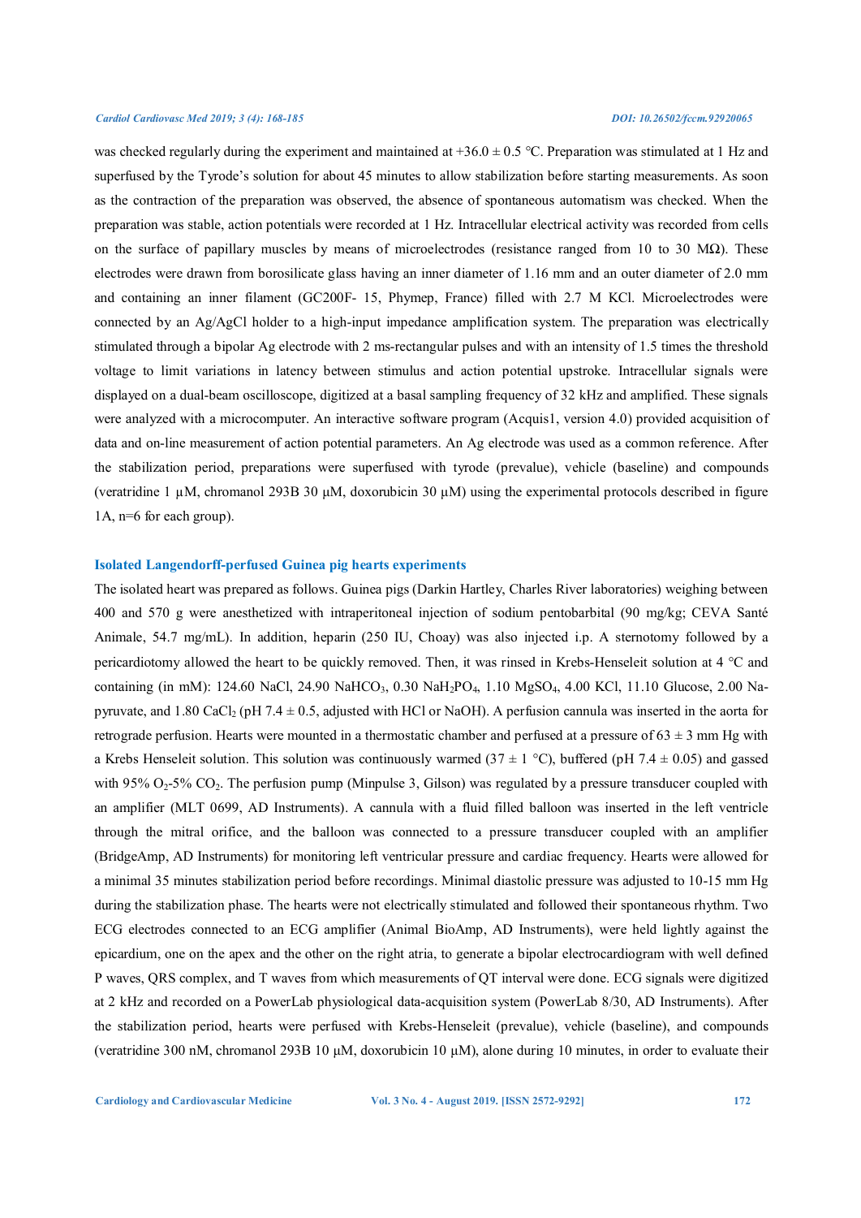was checked regularly during the experiment and maintained at +36.0 ± 0.5 °C. Preparation was stimulated at 1 Hz and superfused by the Tyrode's solution for about 45 minutes to allow stabilization before starting measurements. As soon as the contraction of the preparation was observed, the absence of spontaneous automatism was checked. When the preparation was stable, action potentials were recorded at 1 Hz. Intracellular electrical activity was recorded from cells on the surface of papillary muscles by means of microelectrodes (resistance ranged from 10 to 30 MΩ). These electrodes were drawn from borosilicate glass having an inner diameter of 1.16 mm and an outer diameter of 2.0 mm and containing an inner filament (GC200F- 15, Phymep, France) filled with 2.7 M KCl. Microelectrodes were connected by an Ag/AgCl holder to a high-input impedance amplification system. The preparation was electrically stimulated through a bipolar Ag electrode with 2 ms-rectangular pulses and with an intensity of 1.5 times the threshold voltage to limit variations in latency between stimulus and action potential upstroke. Intracellular signals were displayed on a dual-beam oscilloscope, digitized at a basal sampling frequency of 32 kHz and amplified. These signals were analyzed with a microcomputer. An interactive software program (Acquis1, version 4.0) provided acquisition of data and on-line measurement of action potential parameters. An Ag electrode was used as a common reference. After the stabilization period, preparations were superfused with tyrode (prevalue), vehicle (baseline) and compounds (veratridine 1 µM, chromanol 293B 30 µM, doxorubicin 30 µM) using the experimental protocols described in figure 1A, n=6 for each group).

### Isolated Langendorff-perfused Guinea pig hearts experiments

The isolated heart was prepared as follows. Guinea pigs (Darkin Hartley, Charles River laboratories) weighing between 400 and 570 g were anesthetized with intraperitoneal injection of sodium pentobarbital (90 mg/kg; CEVA Santé Animale, 54.7 mg/mL). In addition, heparin (250 IU, Choay) was also injected i.p. A sternotomy followed by a pericardiotomy allowed the heart to be quickly removed. Then, it was rinsed in Krebs-Henseleit solution at 4 °C and containing (in mM): 124.60 NaCl, 24.90 $NaHCO_3$, 0.30 $NaH_2PO_4$, 1.10 $MgSO_4$, 4.00 KCl, 11.10 Glucose, 2.00 Na-pyruvate, and 1.80 $CaCl_2$ (pH 7.4 ± 0.5, adjusted with HCl or NaOH). A perfusion cannula was inserted in the aorta for retrograde perfusion. Hearts were mounted in a thermostatic chamber and perfused at a pressure of 63 ± 3 mm Hg with a Krebs Henseleit solution. This solution was continuously warmed (37 ± 1 °C), buffered (pH 7.4 ± 0.05) and gassed with 95% $O_2$-5% $CO_2$. The perfusion pump (Minpulse 3, Gilson) was regulated by a pressure transducer coupled with an amplifier (MLT 0699, AD Instruments). A cannula with a fluid filled balloon was inserted in the left ventricle through the mitral orifice, and the balloon was connected to a pressure transducer coupled with an amplifier (BridgeAmp, AD Instruments) for monitoring left ventricular pressure and cardiac frequency. Hearts were allowed for a minimal 35 minutes stabilization period before recordings. Minimal diastolic pressure was adjusted to 10-15 mm Hg during the stabilization phase. The hearts were not electrically stimulated and followed their spontaneous rhythm. Two ECG electrodes connected to an ECG amplifier (Animal BioAmp, AD Instruments), were held lightly against the epicardium, one on the apex and the other on the right atria, to generate a bipolar electrocardiogram with well defined P waves, QRS complex, and T waves from which measurements of QT interval were done. ECG signals were digitized at 2 kHz and recorded on a PowerLab physiological data-acquisition system (PowerLab 8/30, AD Instruments). After the stabilization period, hearts were perfused with Krebs-Henseleit (prevalue), vehicle (baseline), and compounds (veratridine 300 nM, chromanol 293B 10 µM, doxorubicin 10 µM), alone during 10 minutes, in order to evaluate their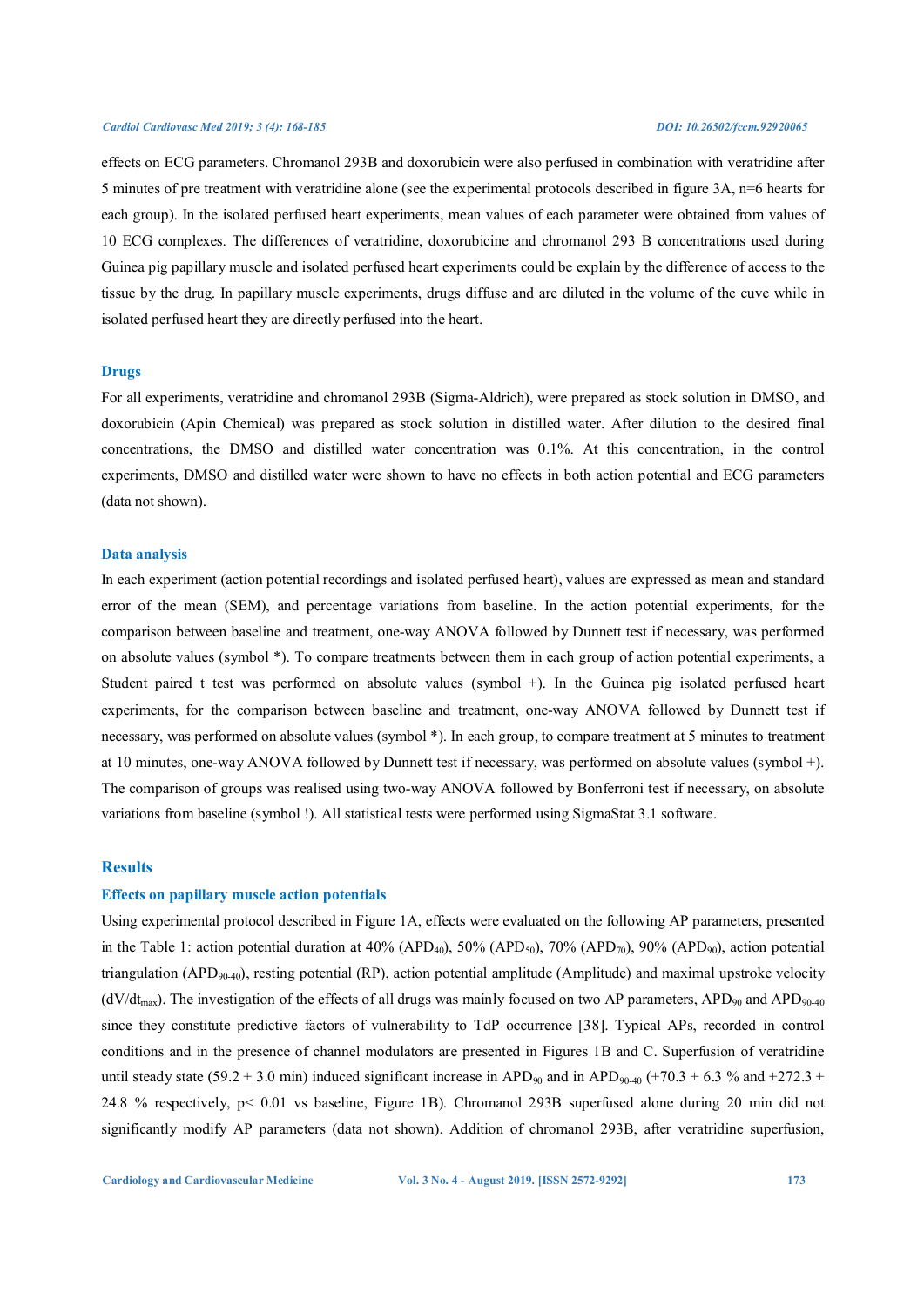effects on ECG parameters. Chromanol 293B and doxorubicin were also perfused in combination with veratridine after 5 minutes of pre treatment with veratridine alone (see the experimental protocols described in figure 3A, n=6 hearts for each group). In the isolated perfused heart experiments, mean values of each parameter were obtained from values of 10 ECG complexes. The differences of veratridine, doxorubicine and chromanol 293 B concentrations used during Guinea pig papillary muscle and isolated perfused heart experiments could be explain by the difference of access to the tissue by the drug. In papillary muscle experiments, drugs diffuse and are diluted in the volume of the cuve while in isolated perfused heart they are directly perfused into the heart.

### Drugs

For all experiments, veratridine and chromanol 293B (Sigma-Aldrich), were prepared as stock solution in DMSO, and doxorubicin (Apin Chemical) was prepared as stock solution in distilled water. After dilution to the desired final concentrations, the DMSO and distilled water concentration was 0.1%. At this concentration, in the control experiments, DMSO and distilled water were shown to have no effects in both action potential and ECG parameters (data not shown).

### Data analysis

In each experiment (action potential recordings and isolated perfused heart), values are expressed as mean and standard error of the mean (SEM), and percentage variations from baseline. In the action potential experiments, for the comparison between baseline and treatment, one-way ANOVA followed by Dunnett test if necessary, was performed on absolute values (symbol *). To compare treatments between them in each group of action potential experiments, a Student paired t test was performed on absolute values (symbol +). In the Guinea pig isolated perfused heart experiments, for the comparison between baseline and treatment, one-way ANOVA followed by Dunnett test if necessary, was performed on absolute values (symbol *). In each group, to compare treatment at 5 minutes to treatment at 10 minutes, one-way ANOVA followed by Dunnett test if necessary, was performed on absolute values (symbol +). The comparison of groups was realised using two-way ANOVA followed by Bonferroni test if necessary, on absolute variations from baseline (symbol !). All statistical tests were performed using SigmaStat 3.1 software.

## Results

### Effects on papillary muscle action potentials

Using experimental protocol described in Figure 1A, effects were evaluated on the following AP parameters, presented in the Table 1: action potential duration at 40% ($APD_{40}$), 50% ($APD_{50}$), 70% ($APD_{70}$), 90% ($APD_{90}$), action potential triangulation ($APD_{90-40}$), resting potential (RP), action potential amplitude (Amplitude) and maximal upstroke velocity ($dV/dt_{max}$). The investigation of the effects of all drugs was mainly focused on two AP parameters, $APD_{90}$ and $APD_{90-40}$ since they constitute predictive factors of vulnerability to TdP occurrence [38]. Typical APs, recorded in control conditions and in the presence of channel modulators are presented in Figures 1B and C. Superfusion of veratridine until steady state (59.2 ± 3.0 min) induced significant increase in $APD_{90}$ and in $APD_{90-40}$ (+70.3 ± 6.3 % and +272.3 ± 24.8 % respectively, $p < 0.01$ vs baseline, Figure 1B). Chromanol 293B superfused alone during 20 min did not significantly modify AP parameters (data not shown). Addition of chromanol 293B, after veratridine superfusion,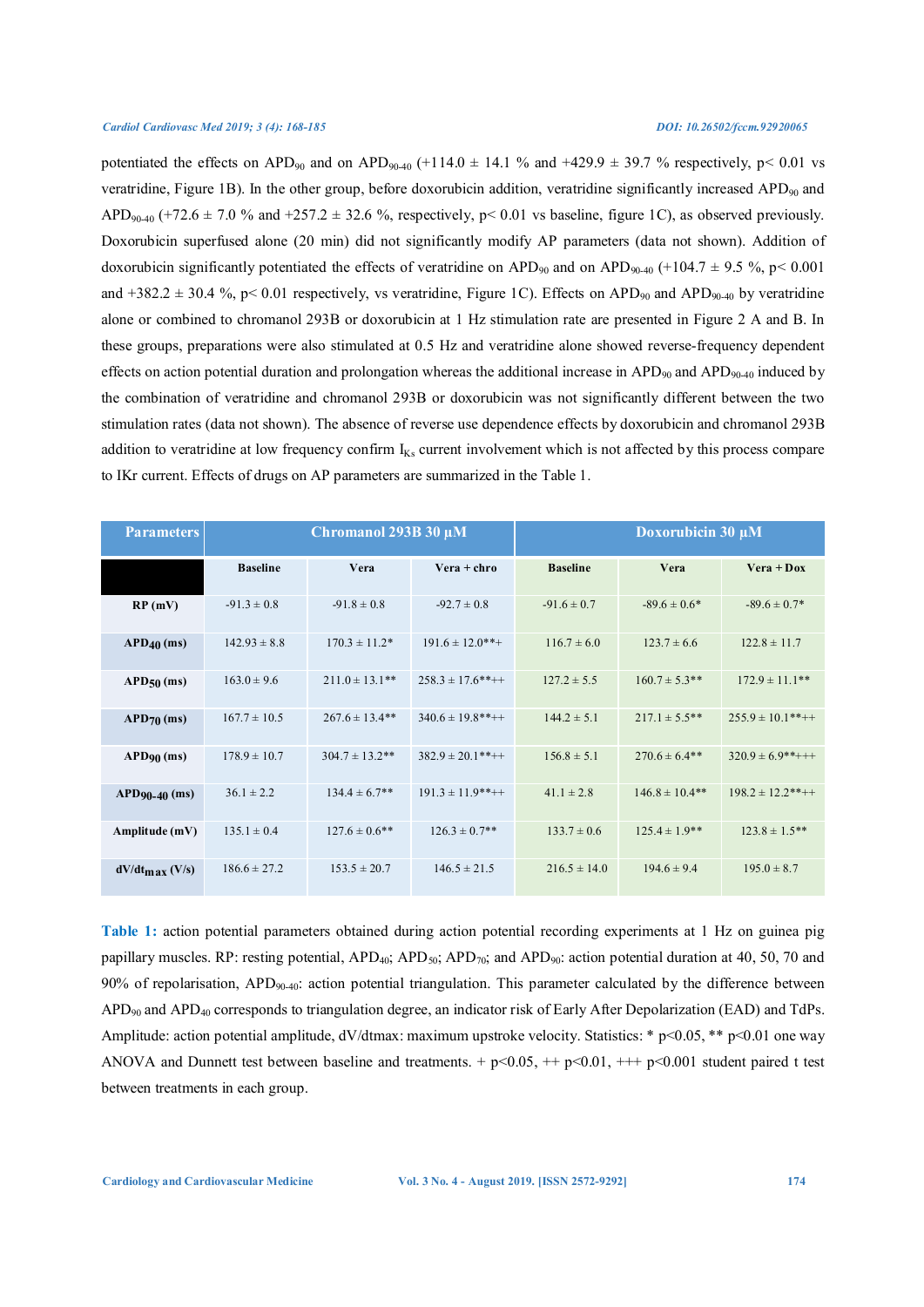potentiated the effects on $APD_{90}$ and on $APD_{90\text{-}40}$ (+114.0 ± 14.1 % and +429.9 ± 39.7 % respectively, p< 0.01 vs veratridine, Figure 1B). In the other group, before doxorubicin addition, veratridine significantly increased $APD_{90}$ and $APD_{90\text{-}40}$ (+72.6 ± 7.0 % and +257.2 ± 32.6 %, respectively, p< 0.01 vs baseline, figure 1C), as observed previously. Doxorubicin superfused alone (20 min) did not significantly modify AP parameters (data not shown). Addition of doxorubicin significantly potentiated the effects of veratridine on $APD_{90}$ and on $APD_{90\text{-}40}$ (+104.7 ± 9.5 %, p< 0.001 and +382.2 ± 30.4 %, p< 0.01 respectively, vs veratridine, Figure 1C). Effects on $APD_{90}$ and $APD_{90\text{-}40}$ by veratridine alone or combined to chromanol 293B or doxorubicin at 1 Hz stimulation rate are presented in Figure 2 A and B. In these groups, preparations were also stimulated at 0.5 Hz and veratridine alone showed reverse-frequency dependent effects on action potential duration and prolongation whereas the additional increase in $APD_{90}$ and $APD_{90\text{-}40}$ induced by the combination of veratridine and chromanol 293B or doxorubicin was not significantly different between the two stimulation rates (data not shown). The absence of reverse use dependence effects by doxorubicin and chromanol 293B addition to veratridine at low frequency confirm $I_{Ks}$ current involvement which is not affected by this process compare to IKr current. Effects of drugs on AP parameters are summarized in the Table 1.

| Parameters | Chromanol 293B 30 µM | | | Doxorubicin 30 µM | | |
|---|---|---|---|---|---|---|
| | Baseline | Vera | Vera + chro | Baseline | Vera | Vera + Dox |
| RP (mV) | -91.3 ± 0.8 | -91.8 ± 0.8 | -92.7 ± 0.8 | -91.6 ± 0.7 | -89.6 ± 0.6* | -89.6 ± 0.7* |
| $APD_{40}$ (ms) | 142.93 ± 8.8 | 170.3 ± 11.2* | 191.6 ± 12.0**+ | 116.7 ± 6.0 | 123.7 ± 6.6 | 122.8 ± 11.7 |
| $APD_{50}$ (ms) | 163.0 ± 9.6 | 211.0 ± 13.1** | 258.3 ± 17.6**++ | 127.2 ± 5.5 | 160.7 ± 5.3** | 172.9 ± 11.1** |
| $APD_{70}$ (ms) | 167.7 ± 10.5 | 267.6 ± 13.4** | 340.6 ± 19.8**++ | 144.2 ± 5.1 | 217.1 ± 5.5** | 255.9 ± 10.1**++ |
| $APD_{90}$ (ms) | 178.9 ± 10.7 | 304.7 ± 13.2** | 382.9 ± 20.1**++ | 156.8 ± 5.1 | 270.6 ± 6.4** | 320.9 ± 6.9**+++ |
| $APD_{90\text{-}40}$ (ms) | 36.1 ± 2.2 | 134.4 ± 6.7** | 191.3 ± 11.9**++ | 41.1 ± 2.8 | 146.8 ± 10.4** | 198.2 ± 12.2**++ |
| Amplitude (mV) | 135.1 ± 0.4 | 127.6 ± 0.6** | 126.3 ± 0.7** | 133.7 ± 0.6 | 125.4 ± 1.9** | 123.8 ± 1.5** |
| $dV/dt_{max}$ (V/s) | 186.6 ± 27.2 | 153.5 ± 20.7 | 146.5 ± 21.5 | 216.5 ± 14.0 | 194.6 ± 9.4 | 195.0 ± 8.7 |

**Table 1:** action potential parameters obtained during action potential recording experiments at 1 Hz on guinea pig papillary muscles. RP: resting potential, $APD_{40}$; $APD_{50}$; $APD_{70}$; and $APD_{90}$: action potential duration at 40, 50, 70 and 90% of repolarisation, $APD_{90\text{-}40}$: action potential triangulation. This parameter calculated by the difference between $APD_{90}$ and $APD_{40}$ corresponds to triangulation degree, an indicator risk of Early After Depolarization (EAD) and TdPs. Amplitude: action potential amplitude, dV/dtmax: maximum upstroke velocity. Statistics: * p<0.05, ** p<0.01 one way ANOVA and Dunnett test between baseline and treatments. + p<0.05, ++ p<0.01, +++ p<0.001 student paired t test between treatments in each group.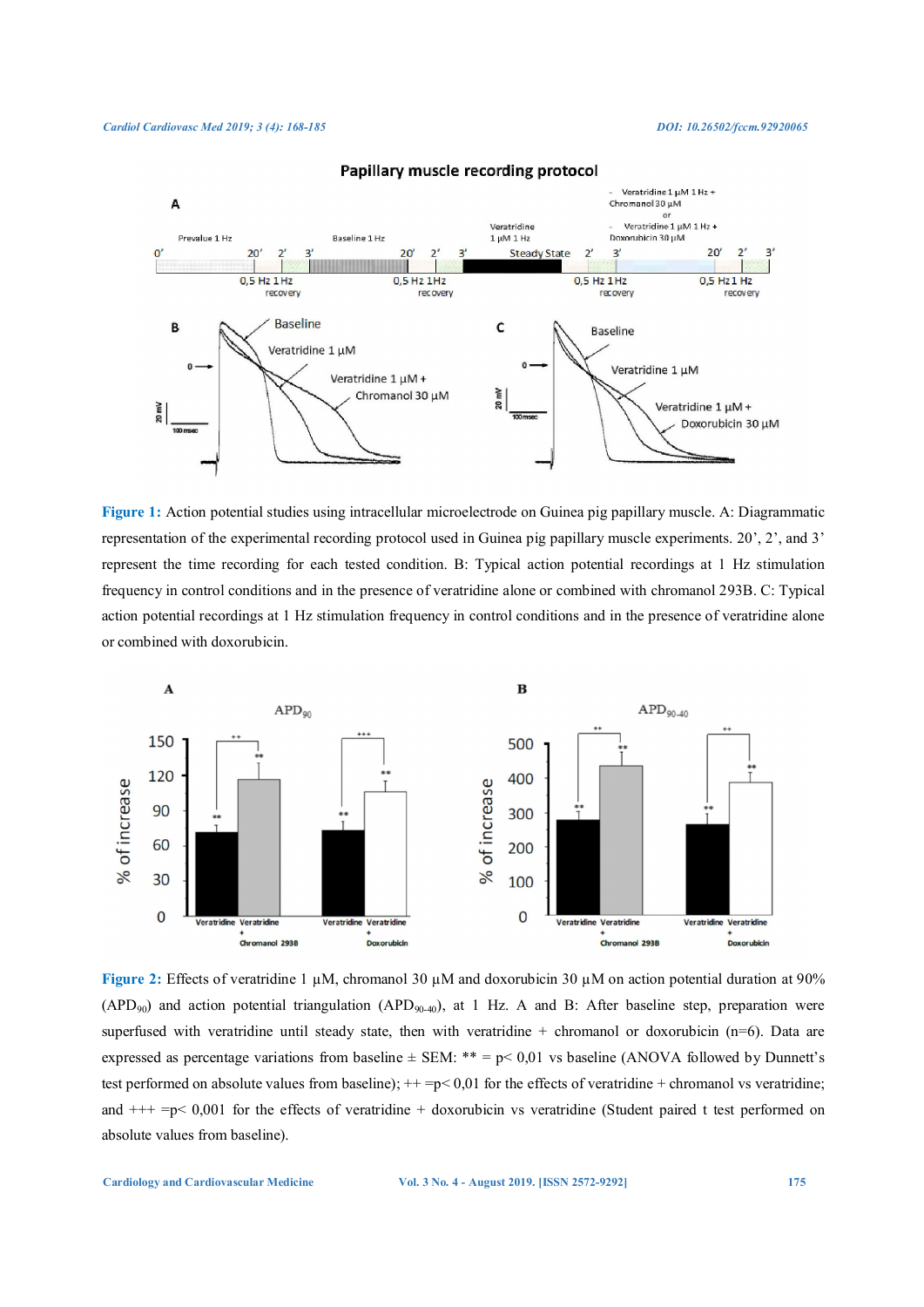**Figure 1:** Action potential studies using intracellular microelectrode on Guinea pig papillary muscle. A: Diagrammatic representation of the experimental recording protocol used in Guinea pig papillary muscle experiments. 20', 2', and 3' represent the time recording for each tested condition. B: Typical action potential recordings at 1 Hz stimulation frequency in control conditions and in the presence of veratridine alone or combined with chromanol 293B. C: Typical action potential recordings at 1 Hz stimulation frequency in control conditions and in the presence of veratridine alone or combined with doxorubicin.

**Figure 2:** Effects of veratridine 1 µM, chromanol 30 µM and doxorubicin 30 µM on action potential duration at 90% ($APD_{90}$) and action potential triangulation ($APD_{90\text{-}40}$), at 1 Hz. A and B: After baseline step, preparation were superfused with veratridine until steady state, then with veratridine + chromanol or doxorubicin (n=6). Data are expressed as percentage variations from baseline ± SEM: ** = p< 0,01 vs baseline (ANOVA followed by Dunnett's test performed on absolute values from baseline); ++ =p< 0,01 for the effects of veratridine + chromanol vs veratridine; and +++ =p< 0,001 for the effects of veratridine + doxorubicin vs veratridine (Student paired t test performed on absolute values from baseline).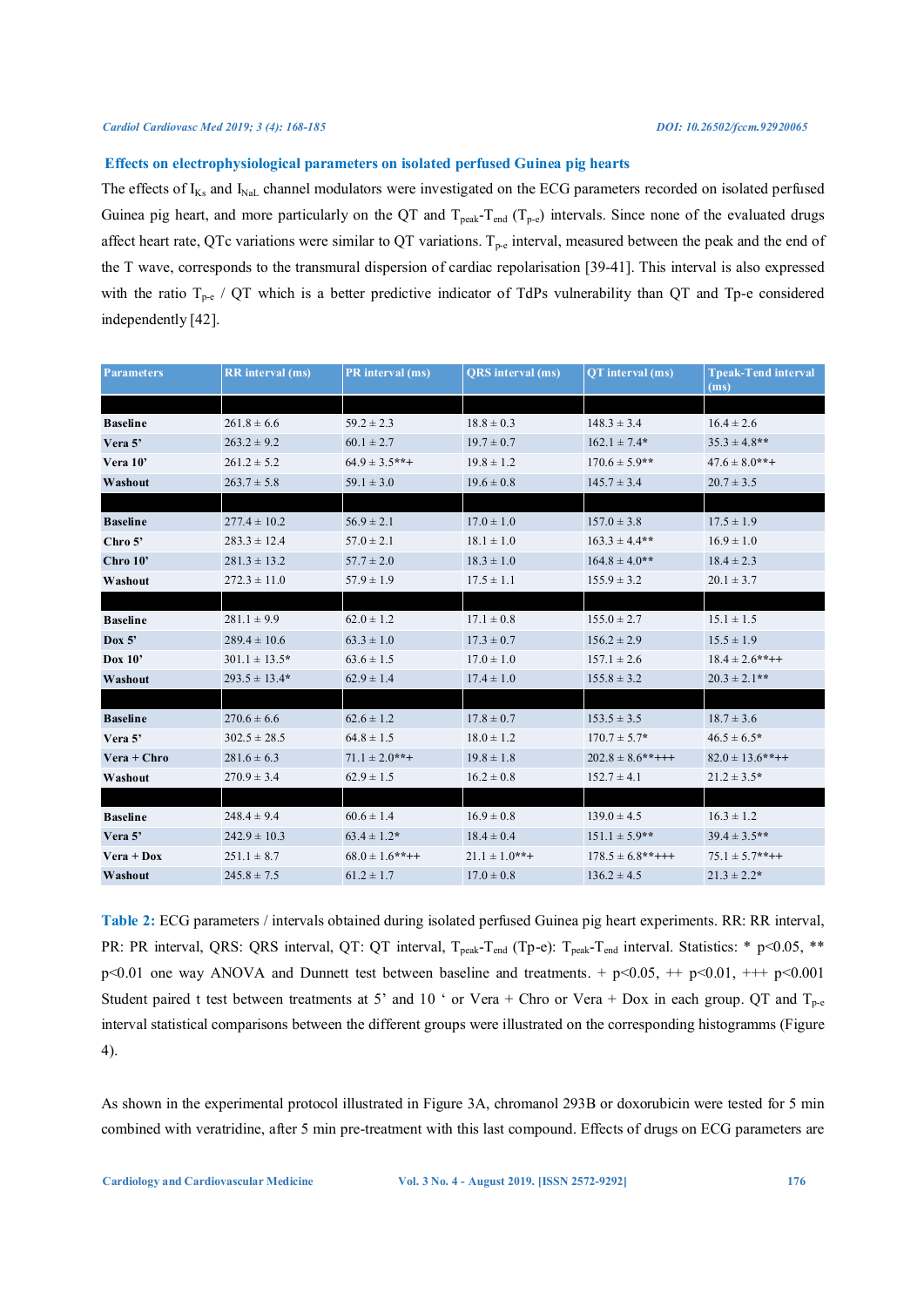### Effects on electrophysiological parameters on isolated perfused Guinea pig hearts

The effects of $I_{Ks}$ and $I_{NaL}$ channel modulators were investigated on the ECG parameters recorded on isolated perfused Guinea pig heart, and more particularly on the QT and $T_{peak}$-$T_{end}$ ($T_{p-e}$) intervals. Since none of the evaluated drugs affect heart rate, QTc variations were similar to QT variations. $T_{p-e}$ interval, measured between the peak and the end of the T wave, corresponds to the transmural dispersion of cardiac repolarisation [39-41]. This interval is also expressed with the ratio $T_{p-e}$ / QT which is a better predictive indicator of TdPs vulnerability than QT and Tp-e considered independently [42].

| Parameters | RR interval (ms) | PR interval (ms) | QRS interval (ms) | QT interval (ms) | Tpeak-Tend interval (ms) |
|---|---|---|---|---|---|
| | | | | | |
| **Baseline** | 261.8 ± 6.6 | 59.2 ± 2.3 | 18.8 ± 0.3 | 148.3 ± 3.4 | 16.4 ± 2.6 |
| **Vera 5'** | 263.2 ± 9.2 | 60.1 ± 2.7 | 19.7 ± 0.7 | 162.1 ± 7.4* | 35.3 ± 4.8** |
| **Vera 10'** | 261.2 ± 5.2 | 64.9 ± 3.5**+ | 19.8 ± 1.2 | 170.6 ± 5.9** | 47.6 ± 8.0**+ |
| **Washout** | 263.7 ± 5.8 | 59.1 ± 3.0 | 19.6 ± 0.8 | 145.7 ± 3.4 | 20.7 ± 3.5 |
| | | | | | |
| **Baseline** | 277.4 ± 10.2 | 56.9 ± 2.1 | 17.0 ± 1.0 | 157.0 ± 3.8 | 17.5 ± 1.9 |
| **Chro 5'** | 283.3 ± 12.4 | 57.0 ± 2.1 | 18.1 ± 1.0 | 163.3 ± 4.4** | 16.9 ± 1.0 |
| **Chro 10'** | 281.3 ± 13.2 | 57.7 ± 2.0 | 18.3 ± 1.0 | 164.8 ± 4.0** | 18.4 ± 2.3 |
| **Washout** | 272.3 ± 11.0 | 57.9 ± 1.9 | 17.5 ± 1.1 | 155.9 ± 3.2 | 20.1 ± 3.7 |
| | | | | | |
| **Baseline** | 281.1 ± 9.9 | 62.0 ± 1.2 | 17.1 ± 0.8 | 155.0 ± 2.7 | 15.1 ± 1.5 |
| **Dox 5'** | 289.4 ± 10.6 | 63.3 ± 1.0 | 17.3 ± 0.7 | 156.2 ± 2.9 | 15.5 ± 1.9 |
| **Dox 10'** | 301.1 ± 13.5* | 63.6 ± 1.5 | 17.0 ± 1.0 | 157.1 ± 2.6 | 18.4 ± 2.6**++ |
| **Washout** | 293.5 ± 13.4* | 62.9 ± 1.4 | 17.4 ± 1.0 | 155.8 ± 3.2 | 20.3 ± 2.1** |
| | | | | | |
| **Baseline** | 270.6 ± 6.6 | 62.6 ± 1.2 | 17.8 ± 0.7 | 153.5 ± 3.5 | 18.7 ± 3.6 |
| **Vera 5'** | 302.5 ± 28.5 | 64.8 ± 1.5 | 18.0 ± 1.2 | 170.7 ± 5.7* | 46.5 ± 6.5* |
| **Vera + Chro** | 281.6 ± 6.3 | 71.1 ± 2.0**+ | 19.8 ± 1.8 | 202.8 ± 8.6**+++ | 82.0 ± 13.6**++ |
| **Washout** | 270.9 ± 3.4 | 62.9 ± 1.5 | 16.2 ± 0.8 | 152.7 ± 4.1 | 21.2 ± 3.5* |
| | | | | | |
| **Baseline** | 248.4 ± 9.4 | 60.6 ± 1.4 | 16.9 ± 0.8 | 139.0 ± 4.5 | 16.3 ± 1.2 |
| **Vera 5'** | 242.9 ± 10.3 | 63.4 ± 1.2* | 18.4 ± 0.4 | 151.1 ± 5.9** | 39.4 ± 3.5** |
| **Vera + Dox** | 251.1 ± 8.7 | 68.0 ± 1.6**++ | 21.1 ± 1.0**+ | 178.5 ± 6.8**+++ | 75.1 ± 5.7**++ |
| **Washout** | 245.8 ± 7.5 | 61.2 ± 1.7 | 17.0 ± 0.8 | 136.2 ± 4.5 | 21.3 ± 2.2* |

**Table 2:** ECG parameters / intervals obtained during isolated perfused Guinea pig heart experiments. RR: RR interval, PR: PR interval, QRS: QRS interval, QT: QT interval, $T_{peak}$-$T_{end}$ (Tp-e): $T_{peak}$-$T_{end}$ interval. Statistics: * p<0.05, ** p<0.01 one way ANOVA and Dunnett test between baseline and treatments. + p<0.05, ++ p<0.01, +++ p<0.001 Student paired t test between treatments at 5' and 10 ' or Vera + Chro or Vera + Dox in each group. QT and $T_{p-e}$ interval statistical comparisons between the different groups were illustrated on the corresponding histogramms (Figure 4).

As shown in the experimental protocol illustrated in Figure 3A, chromanol 293B or doxorubicin were tested for 5 min combined with veratridine, after 5 min pre-treatment with this last compound. Effects of drugs on ECG parameters are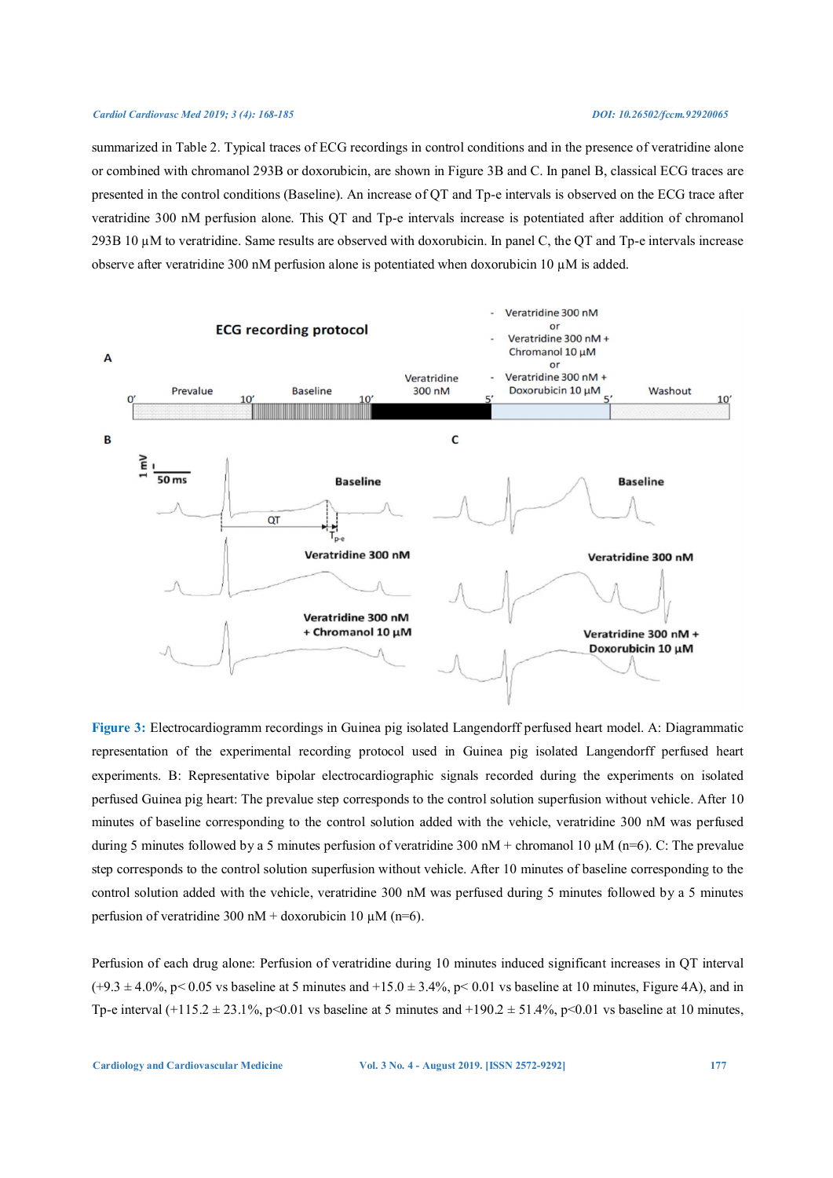summarized in Table 2. Typical traces of ECG recordings in control conditions and in the presence of veratridine alone or combined with chromanol 293B or doxorubicin, are shown in Figure 3B and C. In panel B, classical ECG traces are presented in the control conditions (Baseline). An increase of QT and Tp-e intervals is observed on the ECG trace after veratridine 300 nM perfusion alone. This QT and Tp-e intervals increase is potentiated after addition of chromanol 293B 10 µM to veratridine. Same results are observed with doxorubicin. In panel C, the QT and Tp-e intervals increase observe after veratridine 300 nM perfusion alone is potentiated when doxorubicin 10 µM is added.

**Figure 3:** Electrocardiogramm recordings in Guinea pig isolated Langendorff perfused heart model. A: Diagrammatic representation of the experimental recording protocol used in Guinea pig isolated Langendorff perfused heart experiments. B: Representative bipolar electrocardiographic signals recorded during the experiments on isolated perfused Guinea pig heart: The prevalue step corresponds to the control solution superfusion without vehicle. After 10 minutes of baseline corresponding to the control solution added with the vehicle, veratridine 300 nM was perfused during 5 minutes followed by a 5 minutes perfusion of veratridine 300 nM + chromanol 10 µM (n=6). C: The prevalue step corresponds to the control solution superfusion without vehicle. After 10 minutes of baseline corresponding to the control solution added with the vehicle, veratridine 300 nM was perfused during 5 minutes followed by a 5 minutes perfusion of veratridine 300 nM + doxorubicin 10 µM (n=6).

Perfusion of each drug alone: Perfusion of veratridine during 10 minutes induced significant increases in QT interval (+9.3 ± 4.0%, $p < 0.05$ vs baseline at 5 minutes and +15.0 ± 3.4%, $p < 0.01$ vs baseline at 10 minutes, Figure 4A), and in Tp-e interval (+115.2 ± 23.1%, $p < 0.01$ vs baseline at 5 minutes and +190.2 ± 51.4%, $p < 0.01$ vs baseline at 10 minutes,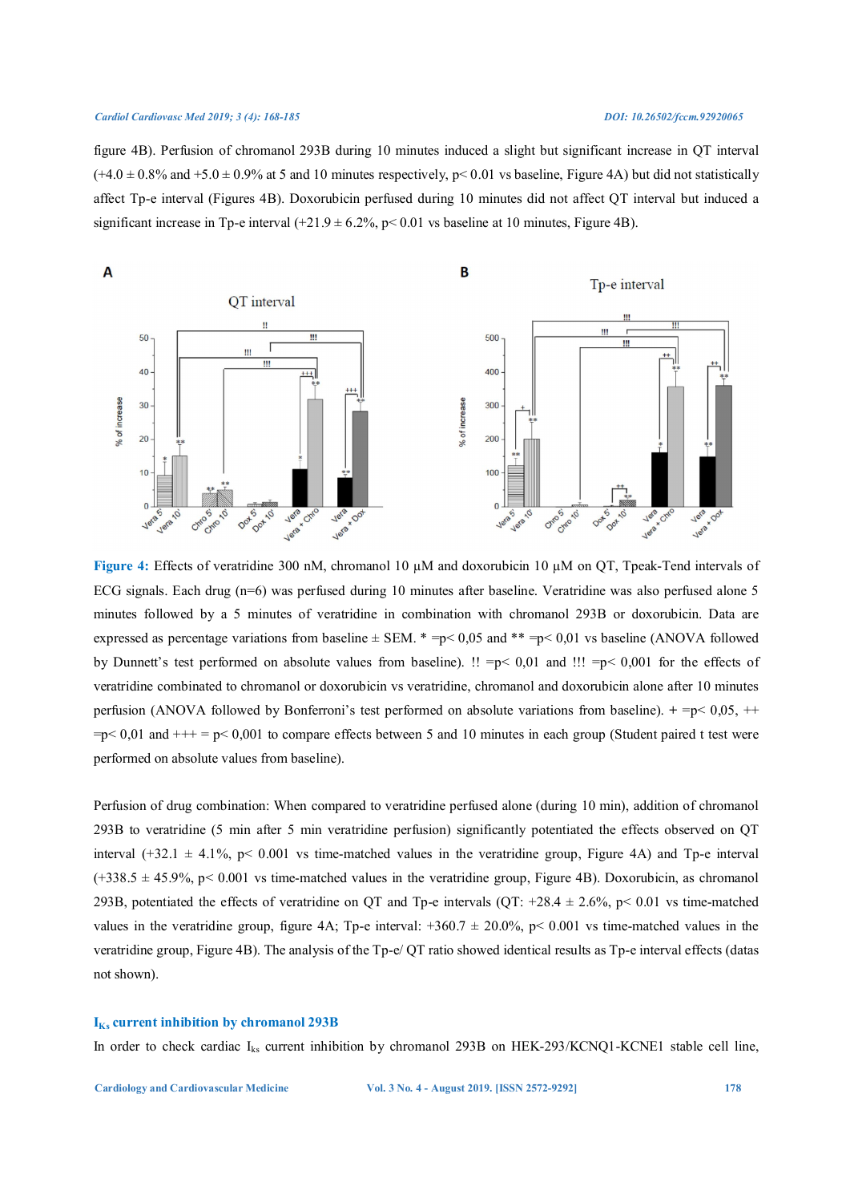figure 4B). Perfusion of chromanol 293B during 10 minutes induced a slight but significant increase in QT interval (+4.0 ± 0.8% and +5.0 ± 0.9% at 5 and 10 minutes respectively, $p < 0.01$ vs baseline, Figure 4A) but did not statistically affect Tp-e interval (Figures 4B). Doxorubicin perfused during 10 minutes did not affect QT interval but induced a significant increase in Tp-e interval (+21.9 ± 6.2%, $p < 0.01$ vs baseline at 10 minutes, Figure 4B).

**Figure 4:** Effects of veratridine 300 nM, chromanol 10 µM and doxorubicin 10 µM on QT, Tpeak-Tend intervals of ECG signals. Each drug (n=6) was perfused during 10 minutes after baseline. Veratridine was also perfused alone 5 minutes followed by a 5 minutes of veratridine in combination with chromanol 293B or doxorubicin. Data are expressed as percentage variations from baseline ± SEM. * =p< 0,05 and ** =p< 0,01 vs baseline (ANOVA followed by Dunnett's test performed on absolute values from baseline). !! =p< 0,01 and !!! =p< 0,001 for the effects of veratridine combinated to chromanol or doxorubicin vs veratridine, chromanol and doxorubicin alone after 10 minutes perfusion (ANOVA followed by Bonferroni's test performed on absolute variations from baseline). + =p< 0,05, ++ =p< 0,01 and +++ = p< 0,001 to compare effects between 5 and 10 minutes in each group (Student paired t test were performed on absolute values from baseline).

Perfusion of drug combination: When compared to veratridine perfused alone (during 10 min), addition of chromanol 293B to veratridine (5 min after 5 min veratridine perfusion) significantly potentiated the effects observed on QT interval (+32.1 ± 4.1%, $p < 0.001$ vs time-matched values in the veratridine group, Figure 4A) and Tp-e interval (+338.5 ± 45.9%, $p < 0.001$ vs time-matched values in the veratridine group, Figure 4B). Doxorubicin, as chromanol 293B, potentiated the effects of veratridine on QT and Tp-e intervals (QT: +28.4 ± 2.6%, $p < 0.01$ vs time-matched values in the veratridine group, figure 4A; Tp-e interval: +360.7 ± 20.0%, $p < 0.001$ vs time-matched values in the veratridine group, Figure 4B). The analysis of the Tp-e/ QT ratio showed identical results as Tp-e interval effects (datas not shown).

### $I_{Ks}$ current inhibition by chromanol 293B

In order to check cardiac $I_{ks}$ current inhibition by chromanol 293B on HEK-293/KCNQ1-KCNE1 stable cell line,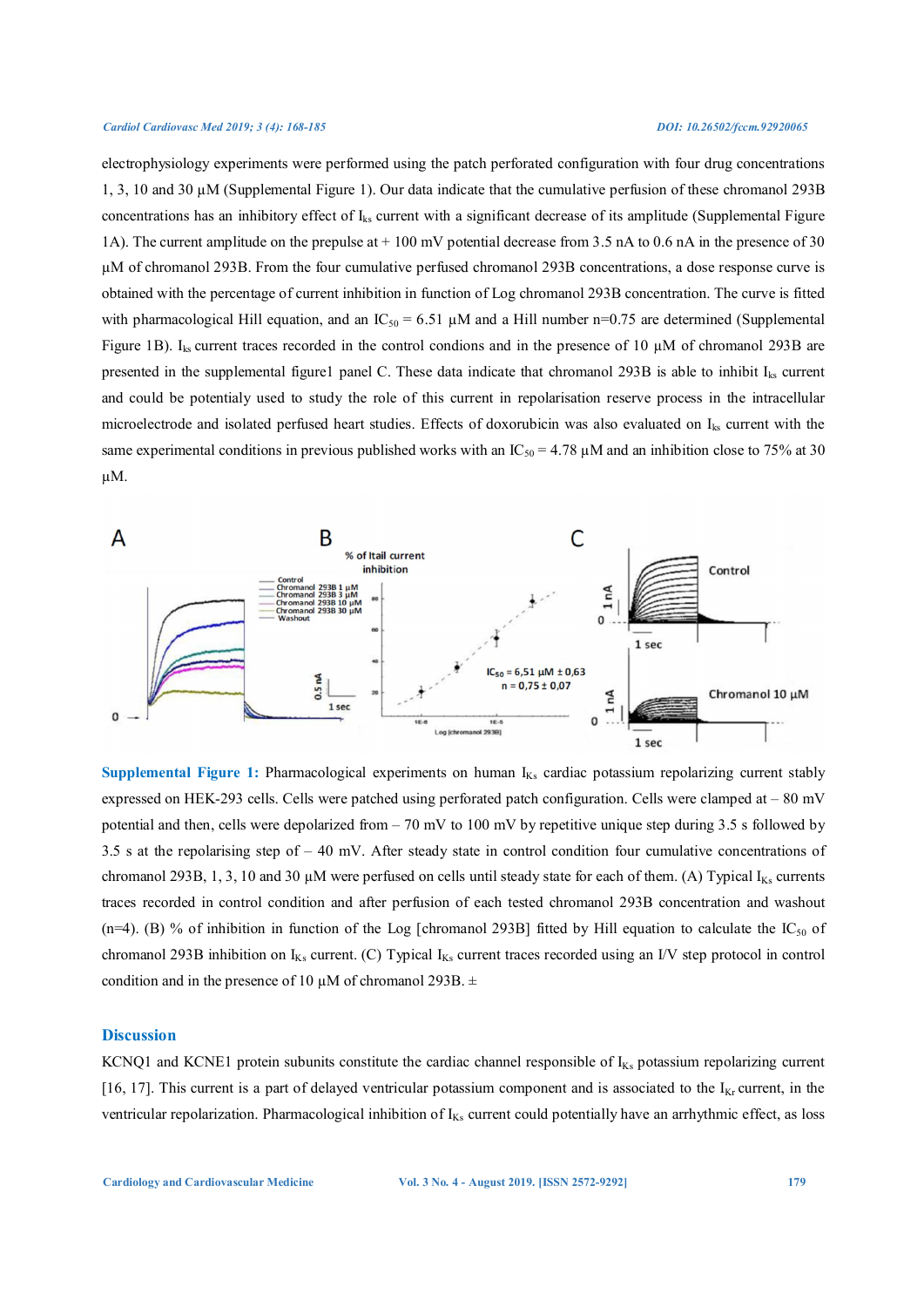electrophysiology experiments were performed using the patch perforated configuration with four drug concentrations 1, 3, 10 and 30 µM (Supplemental Figure 1). Our data indicate that the cumulative perfusion of these chromanol 293B concentrations has an inhibitory effect of $I_{ks}$ current with a significant decrease of its amplitude (Supplemental Figure 1A). The current amplitude on the prepulse at + 100 mV potential decrease from 3.5 nA to 0.6 nA in the presence of 30 µM of chromanol 293B. From the four cumulative perfused chromanol 293B concentrations, a dose response curve is obtained with the percentage of current inhibition in function of Log chromanol 293B concentration. The curve is fitted with pharmacological Hill equation, and an $IC_{50}$ = 6.51 µM and a Hill number n=0.75 are determined (Supplemental Figure 1B). $I_{ks}$ current traces recorded in the control condions and in the presence of 10 µM of chromanol 293B are presented in the supplemental figure1 panel C. These data indicate that chromanol 293B is able to inhibit $I_{ks}$ current and could be potentialy used to study the role of this current in repolarisation reserve process in the intracellular microelectrode and isolated perfused heart studies. Effects of doxorubicin was also evaluated on $I_{ks}$ current with the same experimental conditions in previous published works with an $IC_{50}$ = 4.78 µM and an inhibition close to 75% at 30 µM.

**Supplemental Figure 1:** Pharmacological experiments on human $I_{Ks}$ cardiac potassium repolarizing current stably expressed on HEK-293 cells. Cells were patched using perforated patch configuration. Cells were clamped at – 80 mV potential and then, cells were depolarized from – 70 mV to 100 mV by repetitive unique step during 3.5 s followed by 3.5 s at the repolarising step of – 40 mV. After steady state in control condition four cumulative concentrations of chromanol 293B, 1, 3, 10 and 30 µM were perfused on cells until steady state for each of them. (A) Typical $I_{Ks}$ currents traces recorded in control condition and after perfusion of each tested chromanol 293B concentration and washout (n=4). (B) % of inhibition in function of the Log [chromanol 293B] fitted by Hill equation to calculate the $IC_{50}$ of chromanol 293B inhibition on $I_{Ks}$ current. (C) Typical $I_{Ks}$ current traces recorded using an I/V step protocol in control condition and in the presence of 10 µM of chromanol 293B. ±

## Discussion

KCNQ1 and KCNE1 protein subunits constitute the cardiac channel responsible of $I_{Ks}$ potassium repolarizing current [16, 17]. This current is a part of delayed ventricular potassium component and is associated to the $I_{Kr}$ current, in the ventricular repolarization. Pharmacological inhibition of $I_{Ks}$ current could potentially have an arrhythmic effect, as loss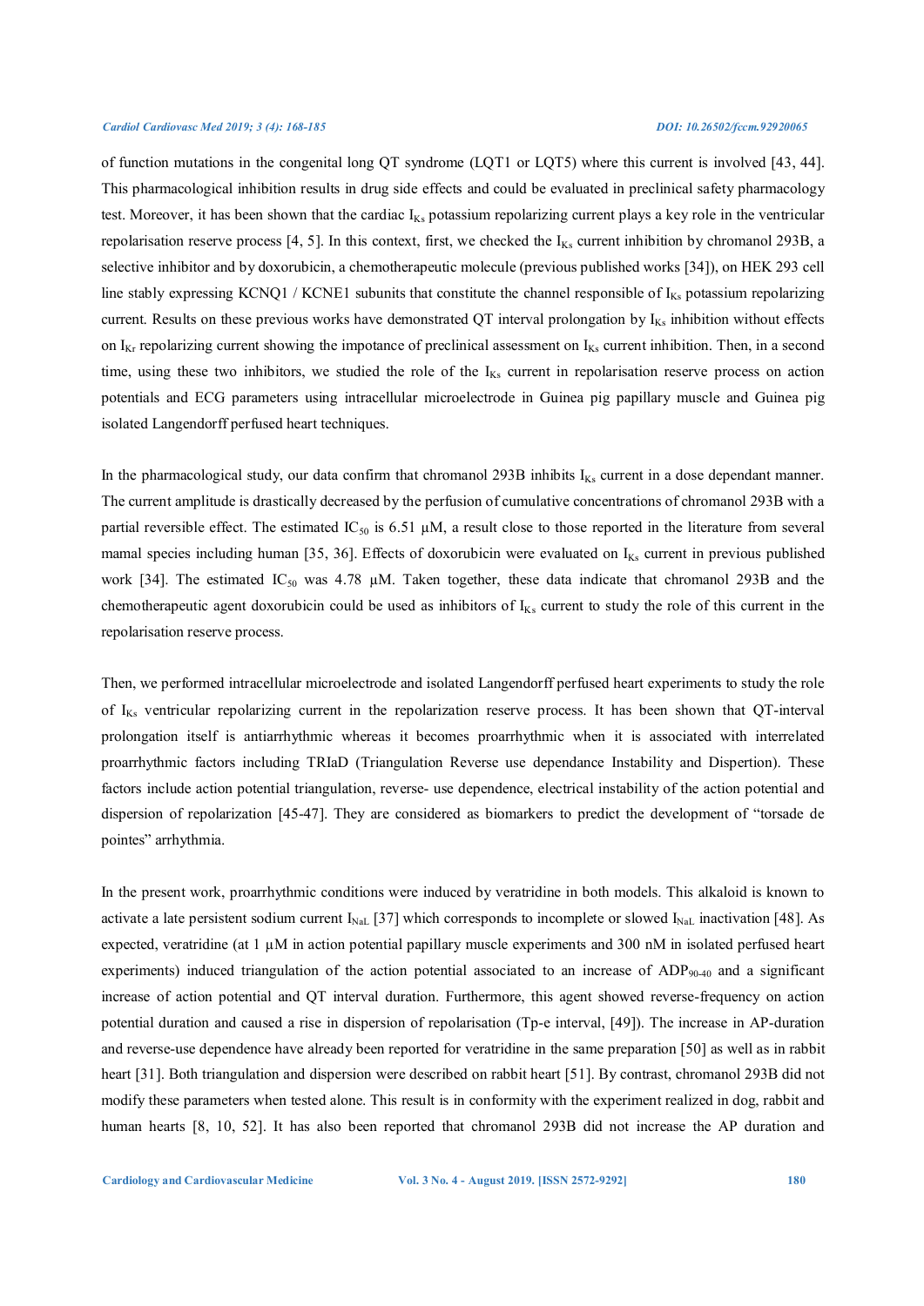of function mutations in the congenital long QT syndrome (LQT1 or LQT5) where this current is involved [43, 44]. This pharmacological inhibition results in drug side effects and could be evaluated in preclinical safety pharmacology test. Moreover, it has been shown that the cardiac $I_{Ks}$ potassium repolarizing current plays a key role in the ventricular repolarisation reserve process [4, 5]. In this context, first, we checked the $I_{Ks}$ current inhibition by chromanol 293B, a selective inhibitor and by doxorubicin, a chemotherapeutic molecule (previous published works [34]), on HEK 293 cell line stably expressing KCNQ1 / KCNE1 subunits that constitute the channel responsible of $I_{Ks}$ potassium repolarizing current. Results on these previous works have demonstrated QT interval prolongation by $I_{Ks}$ inhibition without effects on $I_{Kr}$ repolarizing current showing the impotance of preclinical assessment on $I_{Ks}$ current inhibition. Then, in a second time, using these two inhibitors, we studied the role of the $I_{Ks}$ current in repolarisation reserve process on action potentials and ECG parameters using intracellular microelectrode in Guinea pig papillary muscle and Guinea pig isolated Langendorff perfused heart techniques.

In the pharmacological study, our data confirm that chromanol 293B inhibits $I_{Ks}$ current in a dose dependant manner. The current amplitude is drastically decreased by the perfusion of cumulative concentrations of chromanol 293B with a partial reversible effect. The estimated $IC_{50}$ is 6.51 µM, a result close to those reported in the literature from several mamal species including human [35, 36]. Effects of doxorubicin were evaluated on $I_{Ks}$ current in previous published work [34]. The estimated $IC_{50}$ was 4.78 µM. Taken together, these data indicate that chromanol 293B and the chemotherapeutic agent doxorubicin could be used as inhibitors of $I_{Ks}$ current to study the role of this current in the repolarisation reserve process.

Then, we performed intracellular microelectrode and isolated Langendorff perfused heart experiments to study the role of $I_{Ks}$ ventricular repolarizing current in the repolarization reserve process. It has been shown that QT-interval prolongation itself is antiarrhythmic whereas it becomes proarrhythmic when it is associated with interrelated proarrhythmic factors including TRIaD (Triangulation Reverse use dependance Instability and Dispertion). These factors include action potential triangulation, reverse- use dependence, electrical instability of the action potential and dispersion of repolarization [45-47]. They are considered as biomarkers to predict the development of "torsade de pointes" arrhythmia.

In the present work, proarrhythmic conditions were induced by veratridine in both models. This alkaloid is known to activate a late persistent sodium current $I_{NaL}$ [37] which corresponds to incomplete or slowed $I_{NaL}$ inactivation [48]. As expected, veratridine (at 1 µM in action potential papillary muscle experiments and 300 nM in isolated perfused heart experiments) induced triangulation of the action potential associated to an increase of $ADP_{90\text{-}40}$ and a significant increase of action potential and QT interval duration. Furthermore, this agent showed reverse-frequency on action potential duration and caused a rise in dispersion of repolarisation (Tp-e interval, [49]). The increase in AP-duration and reverse-use dependence have already been reported for veratridine in the same preparation [50] as well as in rabbit heart [31]. Both triangulation and dispersion were described on rabbit heart [51]. By contrast, chromanol 293B did not modify these parameters when tested alone. This result is in conformity with the experiment realized in dog, rabbit and human hearts [8, 10, 52]. It has also been reported that chromanol 293B did not increase the AP duration and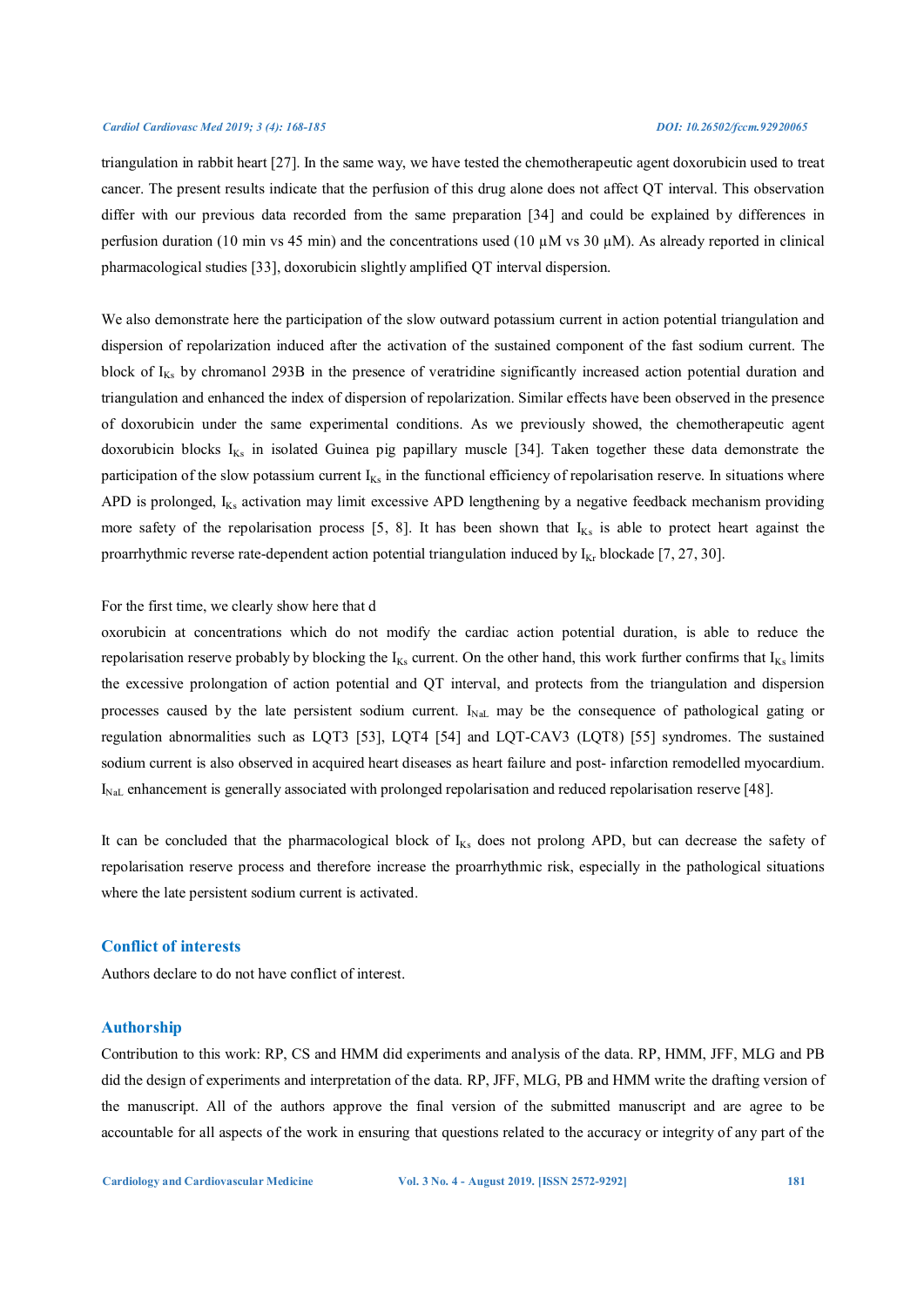triangulation in rabbit heart [27]. In the same way, we have tested the chemotherapeutic agent doxorubicin used to treat cancer. The present results indicate that the perfusion of this drug alone does not affect QT interval. This observation differ with our previous data recorded from the same preparation [34] and could be explained by differences in perfusion duration (10 min vs 45 min) and the concentrations used (10 µM vs 30 µM). As already reported in clinical pharmacological studies [33], doxorubicin slightly amplified QT interval dispersion.

We also demonstrate here the participation of the slow outward potassium current in action potential triangulation and dispersion of repolarization induced after the activation of the sustained component of the fast sodium current. The block of $I_{Ks}$ by chromanol 293B in the presence of veratridine significantly increased action potential duration and triangulation and enhanced the index of dispersion of repolarization. Similar effects have been observed in the presence of doxorubicin under the same experimental conditions. As we previously showed, the chemotherapeutic agent doxorubicin blocks $I_{Ks}$ in isolated Guinea pig papillary muscle [34]. Taken together these data demonstrate the participation of the slow potassium current $I_{Ks}$ in the functional efficiency of repolarisation reserve. In situations where APD is prolonged, $I_{Ks}$ activation may limit excessive APD lengthening by a negative feedback mechanism providing more safety of the repolarisation process [5, 8]. It has been shown that $I_{Ks}$ is able to protect heart against the proarrhythmic reverse rate-dependent action potential triangulation induced by $I_{Kr}$ blockade [7, 27, 30].

For the first time, we clearly show here that d
oxorubicin at concentrations which do not modify the cardiac action potential duration, is able to reduce the repolarisation reserve probably by blocking the $I_{Ks}$ current. On the other hand, this work further confirms that $I_{Ks}$ limits the excessive prolongation of action potential and QT interval, and protects from the triangulation and dispersion processes caused by the late persistent sodium current. $I_{NaL}$ may be the consequence of pathological gating or regulation abnormalities such as LQT3 [53], LQT4 [54] and LQT-CAV3 (LQT8) [55] syndromes. The sustained sodium current is also observed in acquired heart diseases as heart failure and post- infarction remodelled myocardium. $I_{NaL}$ enhancement is generally associated with prolonged repolarisation and reduced repolarisation reserve [48].

It can be concluded that the pharmacological block of $I_{Ks}$ does not prolong APD, but can decrease the safety of repolarisation reserve process and therefore increase the proarrhythmic risk, especially in the pathological situations where the late persistent sodium current is activated.

## Conflict of interests

Authors declare to do not have conflict of interest.

## Authorship

Contribution to this work: RP, CS and HMM did experiments and analysis of the data. RP, HMM, JFF, MLG and PB did the design of experiments and interpretation of the data. RP, JFF, MLG, PB and HMM write the drafting version of the manuscript. All of the authors approve the final version of the submitted manuscript and are agree to be accountable for all aspects of the work in ensuring that questions related to the accuracy or integrity of any part of the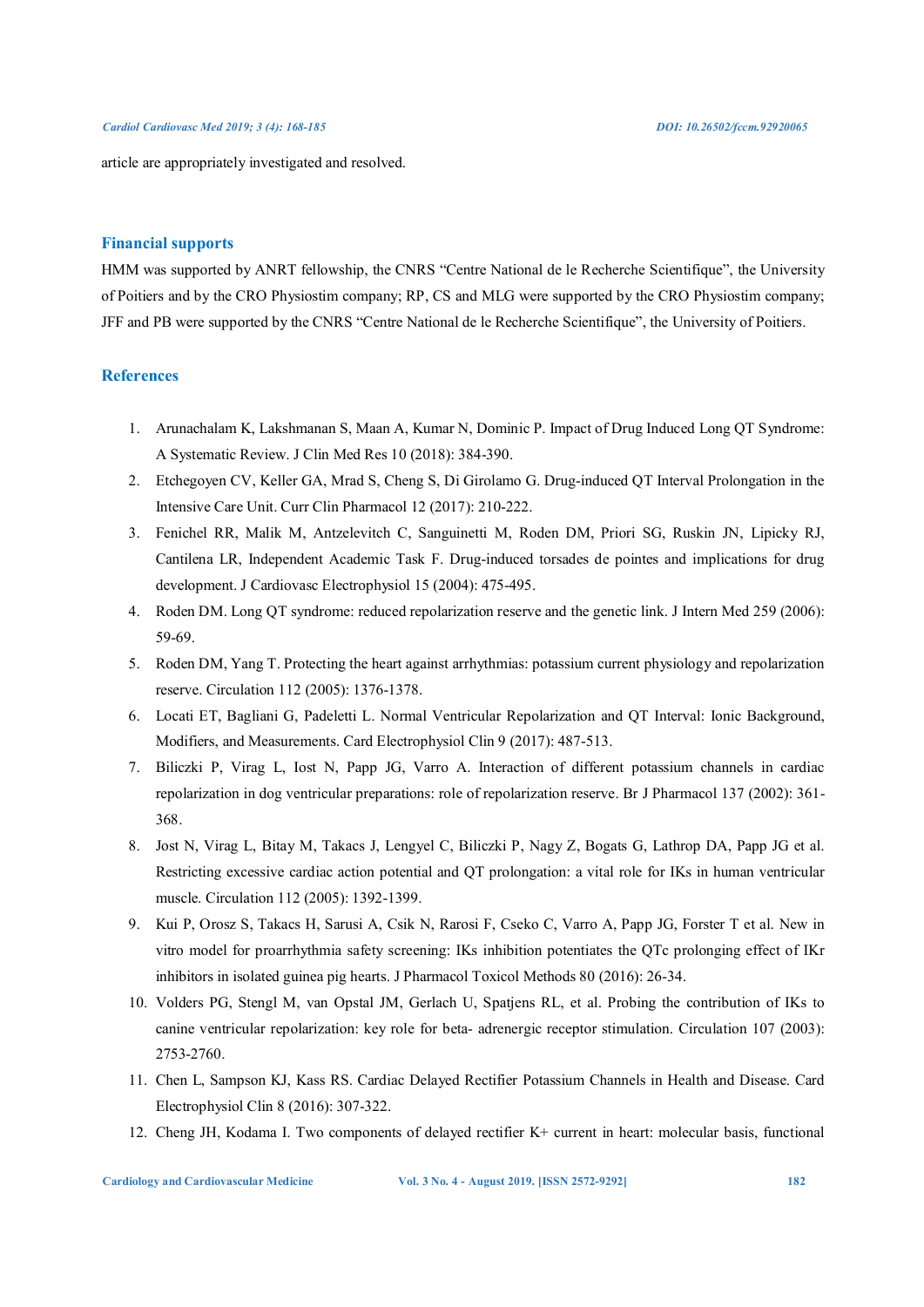article are appropriately investigated and resolved.

## Financial supports

HMM was supported by ANRT fellowship, the CNRS "Centre National de le Recherche Scientifique", the University of Poitiers and by the CRO Physiostim company; RP, CS and MLG were supported by the CRO Physiostim company; JFF and PB were supported by the CNRS "Centre National de le Recherche Scientifique", the University of Poitiers.

## References

1. Arunachalam K, Lakshmanan S, Maan A, Kumar N, Dominic P. Impact of Drug Induced Long QT Syndrome: A Systematic Review. J Clin Med Res 10 (2018): 384-390.
2. Etchegoyen CV, Keller GA, Mrad S, Cheng S, Di Girolamo G. Drug-induced QT Interval Prolongation in the Intensive Care Unit. Curr Clin Pharmacol 12 (2017): 210-222.
3. Fenichel RR, Malik M, Antzelevitch C, Sanguinetti M, Roden DM, Priori SG, Ruskin JN, Lipicky RJ, Cantilena LR, Independent Academic Task F. Drug-induced torsades de pointes and implications for drug development. J Cardiovasc Electrophysiol 15 (2004): 475-495.
4. Roden DM. Long QT syndrome: reduced repolarization reserve and the genetic link. J Intern Med 259 (2006): 59-69.
5. Roden DM, Yang T. Protecting the heart against arrhythmias: potassium current physiology and repolarization reserve. Circulation 112 (2005): 1376-1378.
6. Locati ET, Bagliani G, Padeletti L. Normal Ventricular Repolarization and QT Interval: Ionic Background, Modifiers, and Measurements. Card Electrophysiol Clin 9 (2017): 487-513.
7. Biliczki P, Virag L, Iost N, Papp JG, Varro A. Interaction of different potassium channels in cardiac repolarization in dog ventricular preparations: role of repolarization reserve. Br J Pharmacol 137 (2002): 361-368.
8. Jost N, Virag L, Bitay M, Takacs J, Lengyel C, Biliczki P, Nagy Z, Bogats G, Lathrop DA, Papp JG et al. Restricting excessive cardiac action potential and QT prolongation: a vital role for IKs in human ventricular muscle. Circulation 112 (2005): 1392-1399.
9. Kui P, Orosz S, Takacs H, Sarusi A, Csik N, Rarosi F, Cseko C, Varro A, Papp JG, Forster T et al. New in vitro model for proarrhythmia safety screening: IKs inhibition potentiates the QTc prolonging effect of IKr inhibitors in isolated guinea pig hearts. J Pharmacol Toxicol Methods 80 (2016): 26-34.
10. Volders PG, Stengl M, van Opstal JM, Gerlach U, Spatjens RL, et al. Probing the contribution of IKs to canine ventricular repolarization: key role for beta- adrenergic receptor stimulation. Circulation 107 (2003): 2753-2760.
11. Chen L, Sampson KJ, Kass RS. Cardiac Delayed Rectifier Potassium Channels in Health and Disease. Card Electrophysiol Clin 8 (2016): 307-322.
12. Cheng JH, Kodama I. Two components of delayed rectifier K+ current in heart: molecular basis, functional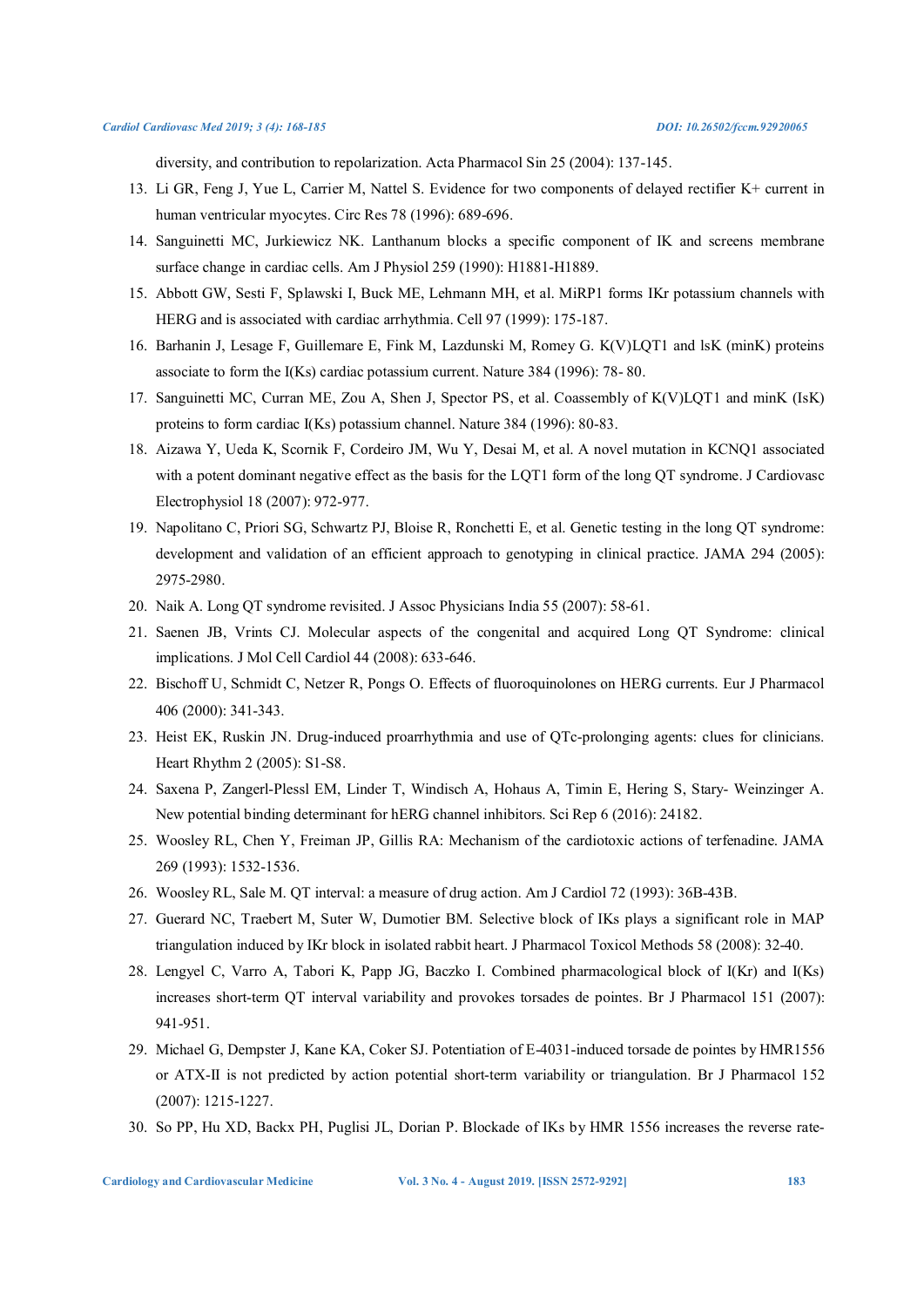diversity, and contribution to repolarization. Acta Pharmacol Sin 25 (2004): 137-145.

13. Li GR, Feng J, Yue L, Carrier M, Nattel S. Evidence for two components of delayed rectifier K+ current in human ventricular myocytes. Circ Res 78 (1996): 689-696.
14. Sanguinetti MC, Jurkiewicz NK. Lanthanum blocks a specific component of IK and screens membrane surface change in cardiac cells. Am J Physiol 259 (1990): H1881-H1889.
15. Abbott GW, Sesti F, Splawski I, Buck ME, Lehmann MH, et al. MiRP1 forms IKr potassium channels with HERG and is associated with cardiac arrhythmia. Cell 97 (1999): 175-187.
16. Barhanin J, Lesage F, Guillemare E, Fink M, Lazdunski M, Romey G. K(V)LQT1 and lsK (minK) proteins associate to form the I(Ks) cardiac potassium current. Nature 384 (1996): 78- 80.
17. Sanguinetti MC, Curran ME, Zou A, Shen J, Spector PS, et al. Coassembly of K(V)LQT1 and minK (IsK) proteins to form cardiac I(Ks) potassium channel. Nature 384 (1996): 80-83.
18. Aizawa Y, Ueda K, Scornik F, Cordeiro JM, Wu Y, Desai M, et al. A novel mutation in KCNQ1 associated with a potent dominant negative effect as the basis for the LQT1 form of the long QT syndrome. J Cardiovasc Electrophysiol 18 (2007): 972-977.
19. Napolitano C, Priori SG, Schwartz PJ, Bloise R, Ronchetti E, et al. Genetic testing in the long QT syndrome: development and validation of an efficient approach to genotyping in clinical practice. JAMA 294 (2005): 2975-2980.
20. Naik A. Long QT syndrome revisited. J Assoc Physicians India 55 (2007): 58-61.
21. Saenen JB, Vrints CJ. Molecular aspects of the congenital and acquired Long QT Syndrome: clinical implications. J Mol Cell Cardiol 44 (2008): 633-646.
22. Bischoff U, Schmidt C, Netzer R, Pongs O. Effects of fluoroquinolones on HERG currents. Eur J Pharmacol 406 (2000): 341-343.
23. Heist EK, Ruskin JN. Drug-induced proarrhythmia and use of QTc-prolonging agents: clues for clinicians. Heart Rhythm 2 (2005): S1-S8.
24. Saxena P, Zangerl-Plessl EM, Linder T, Windisch A, Hohaus A, Timin E, Hering S, Stary- Weinzinger A. New potential binding determinant for hERG channel inhibitors. Sci Rep 6 (2016): 24182.
25. Woosley RL, Chen Y, Freiman JP, Gillis RA: Mechanism of the cardiotoxic actions of terfenadine. JAMA 269 (1993): 1532-1536.
26. Woosley RL, Sale M. QT interval: a measure of drug action. Am J Cardiol 72 (1993): 36B-43B.
27. Guerard NC, Traebert M, Suter W, Dumotier BM. Selective block of IKs plays a significant role in MAP triangulation induced by IKr block in isolated rabbit heart. J Pharmacol Toxicol Methods 58 (2008): 32-40.
28. Lengyel C, Varro A, Tabori K, Papp JG, Baczko I. Combined pharmacological block of I(Kr) and I(Ks) increases short-term QT interval variability and provokes torsades de pointes. Br J Pharmacol 151 (2007): 941-951.
29. Michael G, Dempster J, Kane KA, Coker SJ. Potentiation of E-4031-induced torsade de pointes by HMR1556 or ATX-II is not predicted by action potential short-term variability or triangulation. Br J Pharmacol 152 (2007): 1215-1227.
30. So PP, Hu XD, Backx PH, Puglisi JL, Dorian P. Blockade of IKs by HMR 1556 increases the reverse rate-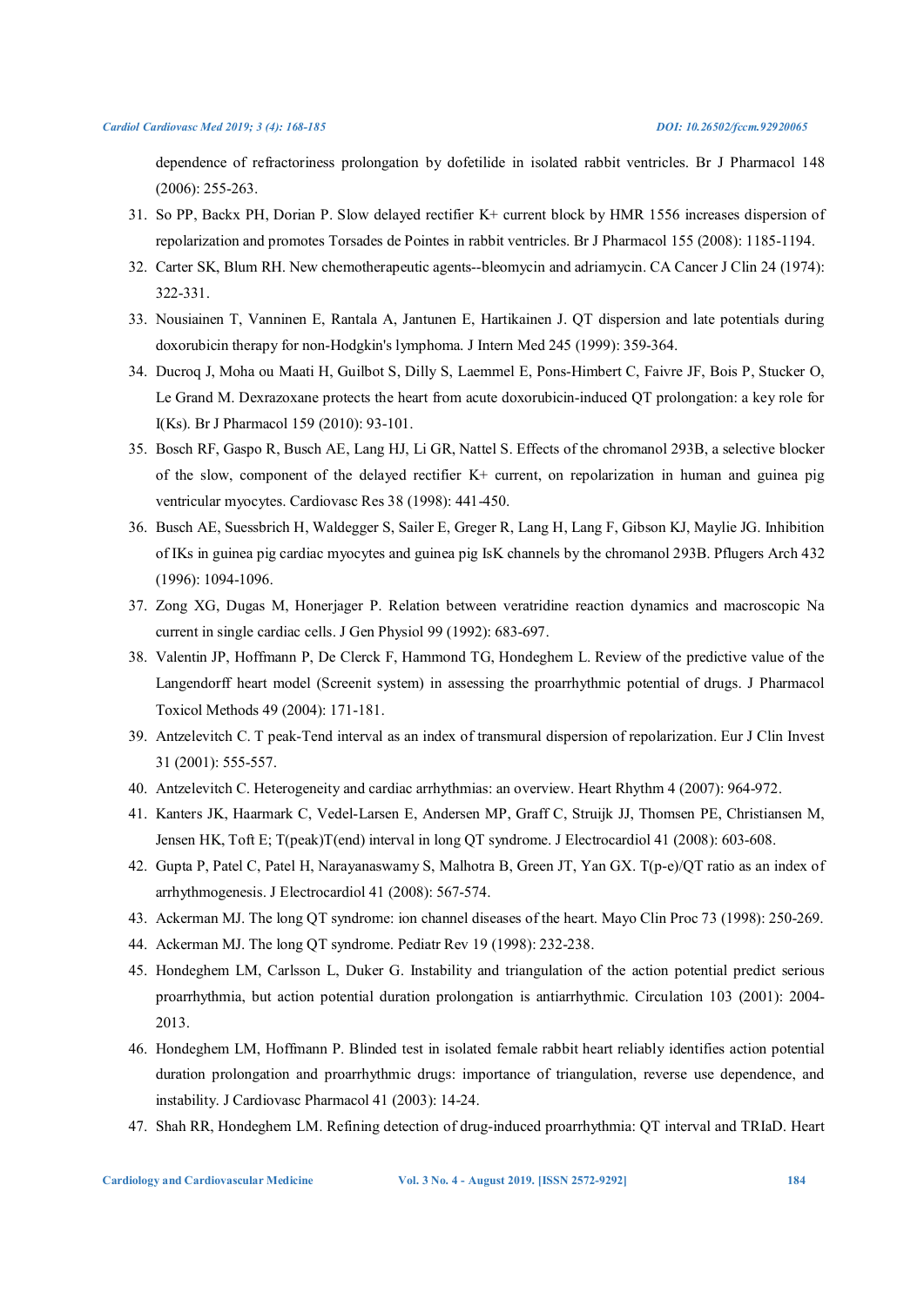dependence of refractoriness prolongation by dofetilide in isolated rabbit ventricles. Br J Pharmacol 148 (2006): 255-263.

31. So PP, Backx PH, Dorian P. Slow delayed rectifier K+ current block by HMR 1556 increases dispersion of repolarization and promotes Torsades de Pointes in rabbit ventricles. Br J Pharmacol 155 (2008): 1185-1194.
32. Carter SK, Blum RH. New chemotherapeutic agents--bleomycin and adriamycin. CA Cancer J Clin 24 (1974): 322-331.
33. Nousiainen T, Vanninen E, Rantala A, Jantunen E, Hartikainen J. QT dispersion and late potentials during doxorubicin therapy for non-Hodgkin's lymphoma. J Intern Med 245 (1999): 359-364.
34. Ducroq J, Moha ou Maati H, Guilbot S, Dilly S, Laemmel E, Pons-Himbert C, Faivre JF, Bois P, Stucker O, Le Grand M. Dexrazoxane protects the heart from acute doxorubicin-induced QT prolongation: a key role for I(Ks). Br J Pharmacol 159 (2010): 93-101.
35. Bosch RF, Gaspo R, Busch AE, Lang HJ, Li GR, Nattel S. Effects of the chromanol 293B, a selective blocker of the slow, component of the delayed rectifier K+ current, on repolarization in human and guinea pig ventricular myocytes. Cardiovasc Res 38 (1998): 441-450.
36. Busch AE, Suessbrich H, Waldegger S, Sailer E, Greger R, Lang H, Lang F, Gibson KJ, Maylie JG. Inhibition of IKs in guinea pig cardiac myocytes and guinea pig IsK channels by the chromanol 293B. Pflugers Arch 432 (1996): 1094-1096.
37. Zong XG, Dugas M, Honerjager P. Relation between veratridine reaction dynamics and macroscopic Na current in single cardiac cells. J Gen Physiol 99 (1992): 683-697.
38. Valentin JP, Hoffmann P, De Clerck F, Hammond TG, Hondeghem L. Review of the predictive value of the Langendorff heart model (Screenit system) in assessing the proarrhythmic potential of drugs. J Pharmacol Toxicol Methods 49 (2004): 171-181.
39. Antzelevitch C. T peak-Tend interval as an index of transmural dispersion of repolarization. Eur J Clin Invest 31 (2001): 555-557.
40. Antzelevitch C. Heterogeneity and cardiac arrhythmias: an overview. Heart Rhythm 4 (2007): 964-972.
41. Kanters JK, Haarmark C, Vedel-Larsen E, Andersen MP, Graff C, Struijk JJ, Thomsen PE, Christiansen M, Jensen HK, Toft E; T(peak)T(end) interval in long QT syndrome. J Electrocardiol 41 (2008): 603-608.
42. Gupta P, Patel C, Patel H, Narayanaswamy S, Malhotra B, Green JT, Yan GX. T(p-e)/QT ratio as an index of arrhythmogenesis. J Electrocardiol 41 (2008): 567-574.
43. Ackerman MJ. The long QT syndrome: ion channel diseases of the heart. Mayo Clin Proc 73 (1998): 250-269.
44. Ackerman MJ. The long QT syndrome. Pediatr Rev 19 (1998): 232-238.
45. Hondeghem LM, Carlsson L, Duker G. Instability and triangulation of the action potential predict serious proarrhythmia, but action potential duration prolongation is antiarrhythmic. Circulation 103 (2001): 2004-2013.
46. Hondeghem LM, Hoffmann P. Blinded test in isolated female rabbit heart reliably identifies action potential duration prolongation and proarrhythmic drugs: importance of triangulation, reverse use dependence, and instability. J Cardiovasc Pharmacol 41 (2003): 14-24.
47. Shah RR, Hondeghem LM. Refining detection of drug-induced proarrhythmia: QT interval and TRIaD. Heart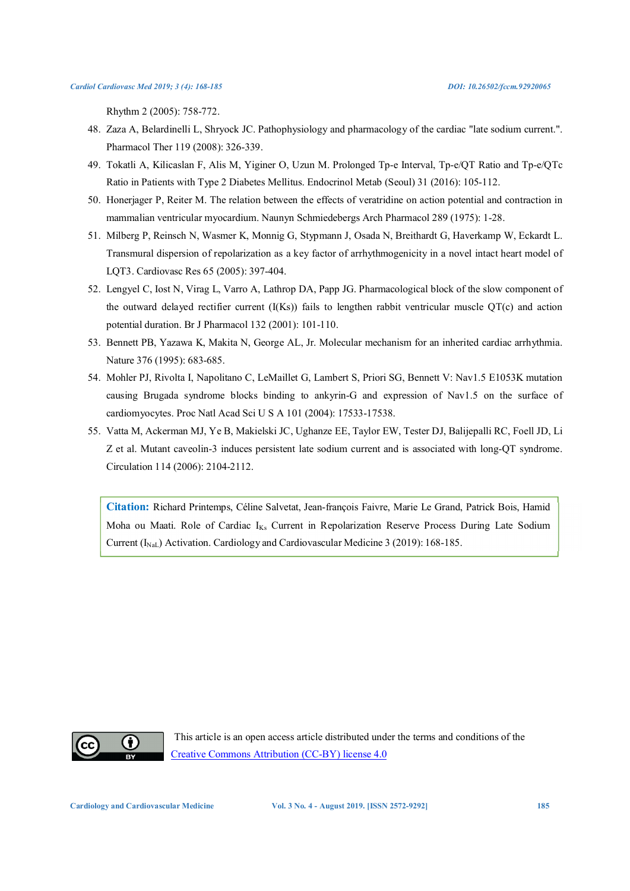Rhythm 2 (2005): 758-772.

48. Zaza A, Belardinelli L, Shryock JC. Pathophysiology and pharmacology of the cardiac "late sodium current.". Pharmacol Ther 119 (2008): 326-339.
49. Tokatli A, Kilicaslan F, Alis M, Yiginer O, Uzun M. Prolonged Tp-e Interval, Tp-e/QT Ratio and Tp-e/QTc Ratio in Patients with Type 2 Diabetes Mellitus. Endocrinol Metab (Seoul) 31 (2016): 105-112.
50. Honerjager P, Reiter M. The relation between the effects of veratridine on action potential and contraction in mammalian ventricular myocardium. Naunyn Schmiedebergs Arch Pharmacol 289 (1975): 1-28.
51. Milberg P, Reinsch N, Wasmer K, Monnig G, Stypmann J, Osada N, Breithardt G, Haverkamp W, Eckardt L. Transmural dispersion of repolarization as a key factor of arrhythmogenicity in a novel intact heart model of LQT3. Cardiovasc Res 65 (2005): 397-404.
52. Lengyel C, Iost N, Virag L, Varro A, Lathrop DA, Papp JG. Pharmacological block of the slow component of the outward delayed rectifier current (I(Ks)) fails to lengthen rabbit ventricular muscle QT(c) and action potential duration. Br J Pharmacol 132 (2001): 101-110.
53. Bennett PB, Yazawa K, Makita N, George AL, Jr. Molecular mechanism for an inherited cardiac arrhythmia. Nature 376 (1995): 683-685.
54. Mohler PJ, Rivolta I, Napolitano C, LeMaillet G, Lambert S, Priori SG, Bennett V: Nav1.5 E1053K mutation causing Brugada syndrome blocks binding to ankyrin-G and expression of Nav1.5 on the surface of cardiomyocytes. Proc Natl Acad Sci U S A 101 (2004): 17533-17538.
55. Vatta M, Ackerman MJ, Ye B, Makielski JC, Ughanze EE, Taylor EW, Tester DJ, Balijepalli RC, Foell JD, Li Z et al. Mutant caveolin-3 induces persistent late sodium current and is associated with long-QT syndrome. Circulation 114 (2006): 2104-2112.

**Citation:** Richard Printemps, Céline Salvetat, Jean-françois Faivre, Marie Le Grand, Patrick Bois, Hamid Moha ou Maati. Role of Cardiac $I_{Ks}$ Current in Repolarization Reserve Process During Late Sodium Current ($I_{NaL}$) Activation. Cardiology and Cardiovascular Medicine 3 (2019): 168-185.

This article is an open access article distributed under the terms and conditions of the [Creative Commons Attribution (CC-BY) license 4.0](https://creativecommons.org/licenses/by/4.0/)